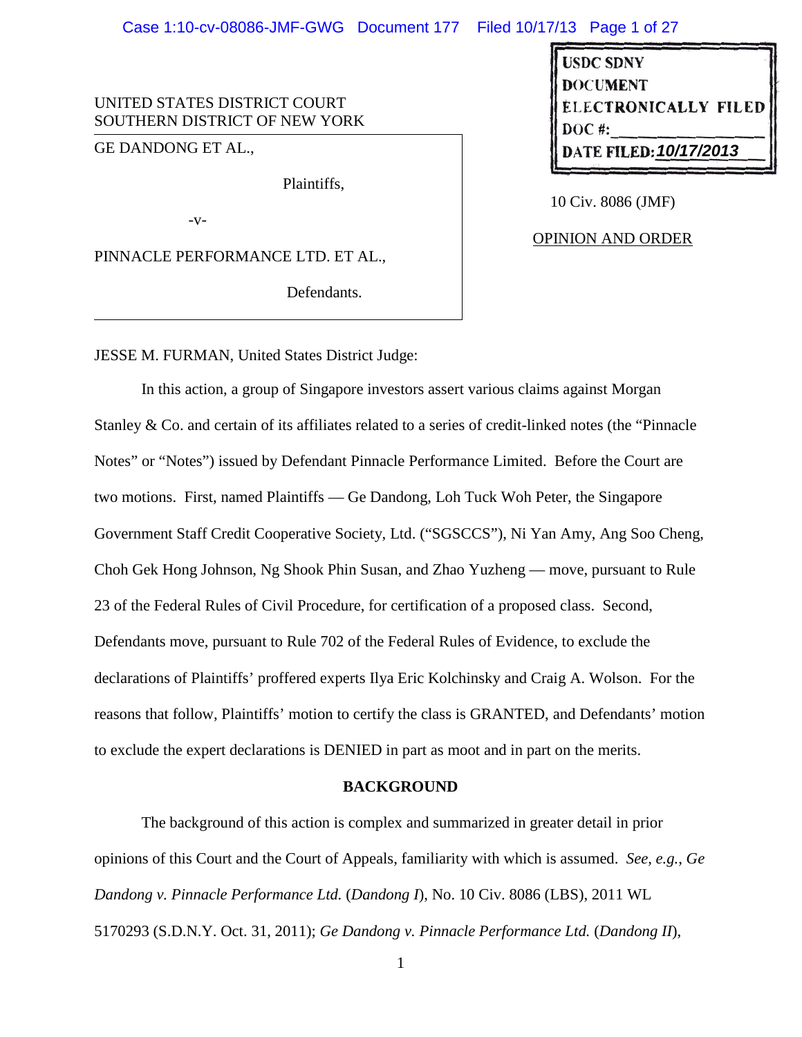UNITED STATES DISTRICT COURT
SOUTHERN DISTRICT OF NEW YORK

GE DANDONG ET AL.,

Plaintiffs,

-v-

PINNACLE PERFORMANCE LTD. ET AL.,

Defendants.

USDC SDNY
DOCUMENT
ELECTRONICALLY FILED
DOC #:
DATE FILED: 10/17/2013

10 Civ. 8086 (JMF)

OPINION AND ORDER

JESSE M. FURMAN, United States District Judge:

In this action, a group of Singapore investors assert various claims against Morgan Stanley & Co. and certain of its affiliates related to a series of credit-linked notes (the "Pinnacle Notes" or "Notes") issued by Defendant Pinnacle Performance Limited. Before the Court are two motions. First, named Plaintiffs — Ge Dandong, Loh Tuck Woh Peter, the Singapore Government Staff Credit Cooperative Society, Ltd. ("SGSCCS"), Ni Yan Amy, Ang Soo Cheng, Choh Gek Hong Johnson, Ng Shook Phin Susan, and Zhao Yuzheng — move, pursuant to Rule 23 of the Federal Rules of Civil Procedure, for certification of a proposed class. Second, Defendants move, pursuant to Rule 702 of the Federal Rules of Evidence, to exclude the declarations of Plaintiffs' proffered experts Ilya Eric Kolchinsky and Craig A. Wolson. For the reasons that follow, Plaintiffs' motion to certify the class is GRANTED, and Defendants' motion to exclude the expert declarations is DENIED in part as moot and in part on the merits.

## BACKGROUND

The background of this action is complex and summarized in greater detail in prior opinions of this Court and the Court of Appeals, familiarity with which is assumed. *See, e.g.*, *Ge Dandong v. Pinnacle Performance Ltd.* (*Dandong I*), No. 10 Civ. 8086 (LBS), 2011 WL 5170293 (S.D.N.Y. Oct. 31, 2011); *Ge Dandong v. Pinnacle Performance Ltd.* (*Dandong II*),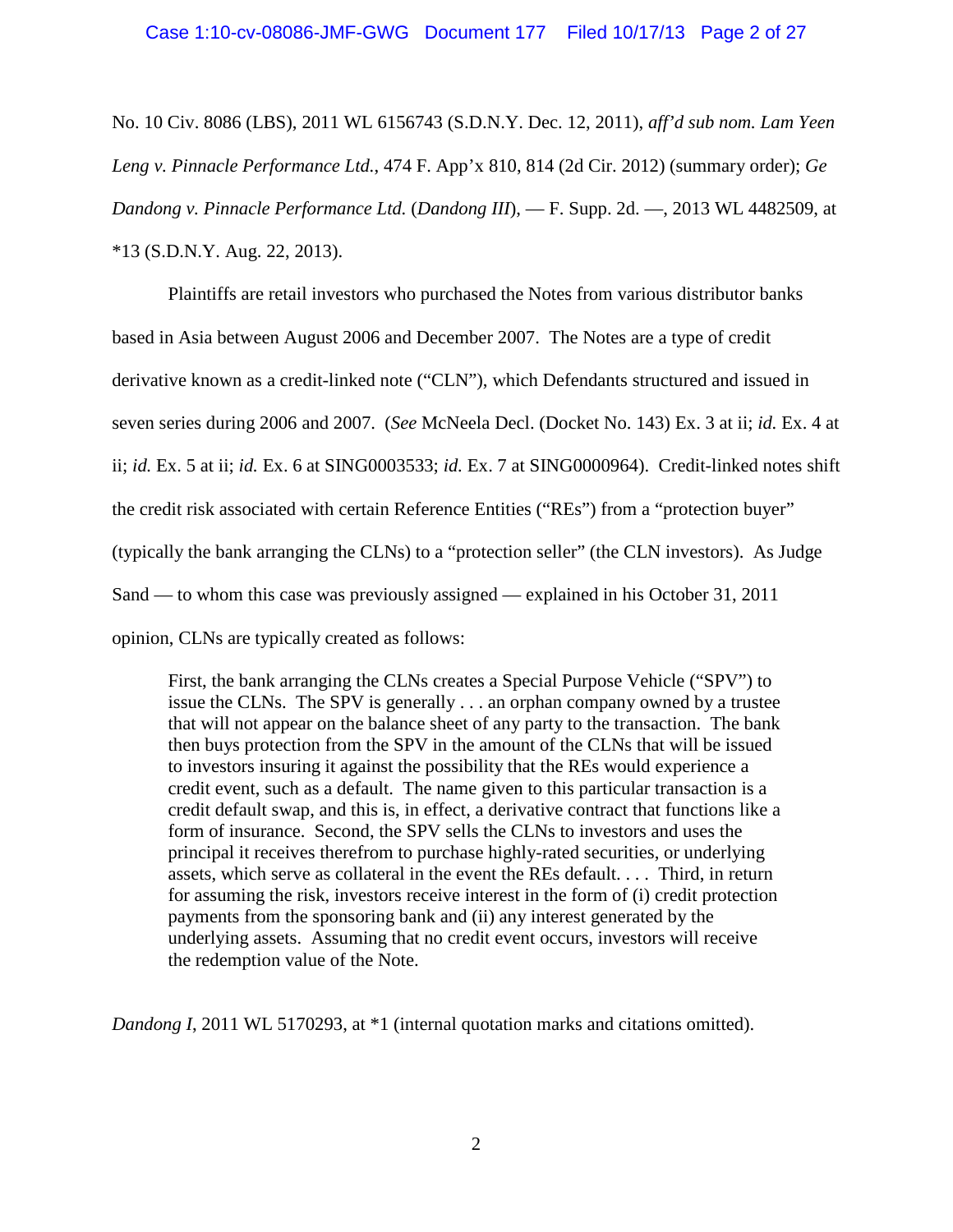No. 10 Civ. 8086 (LBS), 2011 WL 6156743 (S.D.N.Y. Dec. 12, 2011), *aff'd sub nom. Lam Yeen Leng v. Pinnacle Performance Ltd.*, 474 F. App'x 810, 814 (2d Cir. 2012) (summary order); *Ge Dandong v. Pinnacle Performance Ltd.* (*Dandong III*), — F. Supp. 2d. —, 2013 WL 4482509, at *13 (S.D.N.Y. Aug. 22, 2013).

Plaintiffs are retail investors who purchased the Notes from various distributor banks based in Asia between August 2006 and December 2007. The Notes are a type of credit derivative known as a credit-linked note ("CLN"), which Defendants structured and issued in seven series during 2006 and 2007. (*See* McNeela Decl. (Docket No. 143) Ex. 3 at ii; *id.* Ex. 4 at ii; *id.* Ex. 5 at ii; *id.* Ex. 6 at SING0003533; *id.* Ex. 7 at SING0000964). Credit-linked notes shift the credit risk associated with certain Reference Entities ("REs") from a "protection buyer" (typically the bank arranging the CLNs) to a "protection seller" (the CLN investors). As Judge Sand — to whom this case was previously assigned — explained in his October 31, 2011 opinion, CLNs are typically created as follows:

> First, the bank arranging the CLNs creates a Special Purpose Vehicle ("SPV") to issue the CLNs. The SPV is generally . . . an orphan company owned by a trustee that will not appear on the balance sheet of any party to the transaction. The bank then buys protection from the SPV in the amount of the CLNs that will be issued to investors insuring it against the possibility that the REs would experience a credit event, such as a default. The name given to this particular transaction is a credit default swap, and this is, in effect, a derivative contract that functions like a form of insurance. Second, the SPV sells the CLNs to investors and uses the principal it receives therefrom to purchase highly-rated securities, or underlying assets, which serve as collateral in the event the REs default. . . . Third, in return for assuming the risk, investors receive interest in the form of (i) credit protection payments from the sponsoring bank and (ii) any interest generated by the underlying assets. Assuming that no credit event occurs, investors will receive the redemption value of the Note.

*Dandong I*, 2011 WL 5170293, at *1 (internal quotation marks and citations omitted).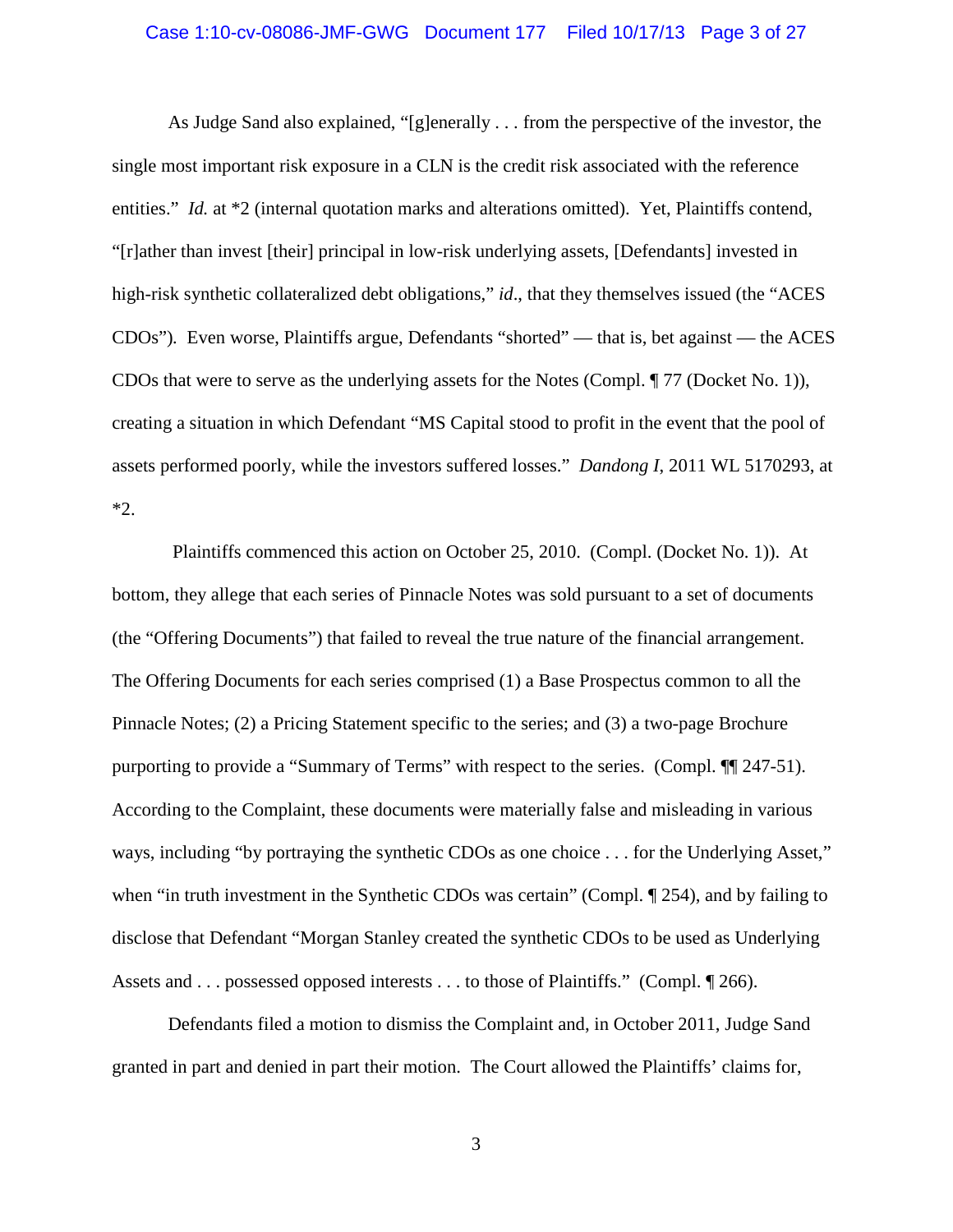As Judge Sand also explained, "[g]enerally . . . from the perspective of the investor, the single most important risk exposure in a CLN is the credit risk associated with the reference entities." *Id.* at *2 (internal quotation marks and alterations omitted). Yet, Plaintiffs contend, "[r]ather than invest [their] principal in low-risk underlying assets, [Defendants] invested in high-risk synthetic collateralized debt obligations," *id*., that they themselves issued (the "ACES CDOs"). Even worse, Plaintiffs argue, Defendants "shorted" — that is, bet against — the ACES CDOs that were to serve as the underlying assets for the Notes (Compl. ¶ 77 (Docket No. 1)), creating a situation in which Defendant "MS Capital stood to profit in the event that the pool of assets performed poorly, while the investors suffered losses." *Dandong I*, 2011 WL 5170293, at *2.

Plaintiffs commenced this action on October 25, 2010. (Compl. (Docket No. 1)). At bottom, they allege that each series of Pinnacle Notes was sold pursuant to a set of documents (the "Offering Documents") that failed to reveal the true nature of the financial arrangement. The Offering Documents for each series comprised (1) a Base Prospectus common to all the Pinnacle Notes; (2) a Pricing Statement specific to the series; and (3) a two-page Brochure purporting to provide a "Summary of Terms" with respect to the series. (Compl. ¶¶ 247-51). According to the Complaint, these documents were materially false and misleading in various ways, including "by portraying the synthetic CDOs as one choice . . . for the Underlying Asset," when "in truth investment in the Synthetic CDOs was certain" (Compl. ¶ 254), and by failing to disclose that Defendant "Morgan Stanley created the synthetic CDOs to be used as Underlying Assets and . . . possessed opposed interests . . . to those of Plaintiffs." (Compl. ¶ 266).

Defendants filed a motion to dismiss the Complaint and, in October 2011, Judge Sand granted in part and denied in part their motion. The Court allowed the Plaintiffs' claims for,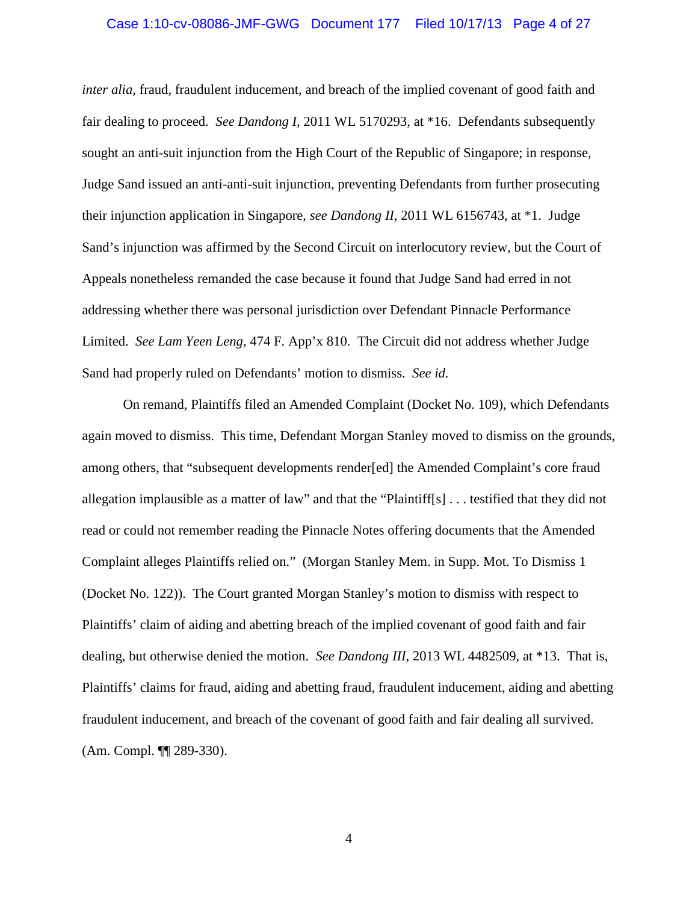*inter alia*, fraud, fraudulent inducement, and breach of the implied covenant of good faith and fair dealing to proceed. *See Dandong I*, 2011 WL 5170293, at *16. Defendants subsequently sought an anti-suit injunction from the High Court of the Republic of Singapore; in response, Judge Sand issued an anti-anti-suit injunction, preventing Defendants from further prosecuting their injunction application in Singapore, *see Dandong II*, 2011 WL 6156743, at *1. Judge Sand's injunction was affirmed by the Second Circuit on interlocutory review, but the Court of Appeals nonetheless remanded the case because it found that Judge Sand had erred in not addressing whether there was personal jurisdiction over Defendant Pinnacle Performance Limited. *See Lam Yeen Leng*, 474 F. App'x 810. The Circuit did not address whether Judge Sand had properly ruled on Defendants' motion to dismiss. *See id.*

On remand, Plaintiffs filed an Amended Complaint (Docket No. 109), which Defendants again moved to dismiss. This time, Defendant Morgan Stanley moved to dismiss on the grounds, among others, that "subsequent developments render[ed] the Amended Complaint's core fraud allegation implausible as a matter of law" and that the "Plaintiff[s] . . . testified that they did not read or could not remember reading the Pinnacle Notes offering documents that the Amended Complaint alleges Plaintiffs relied on." (Morgan Stanley Mem. in Supp. Mot. To Dismiss 1 (Docket No. 122)). The Court granted Morgan Stanley's motion to dismiss with respect to Plaintiffs' claim of aiding and abetting breach of the implied covenant of good faith and fair dealing, but otherwise denied the motion. *See Dandong III*, 2013 WL 4482509, at *13. That is, Plaintiffs' claims for fraud, aiding and abetting fraud, fraudulent inducement, aiding and abetting fraudulent inducement, and breach of the covenant of good faith and fair dealing all survived. (Am. Compl. ¶¶ 289-330).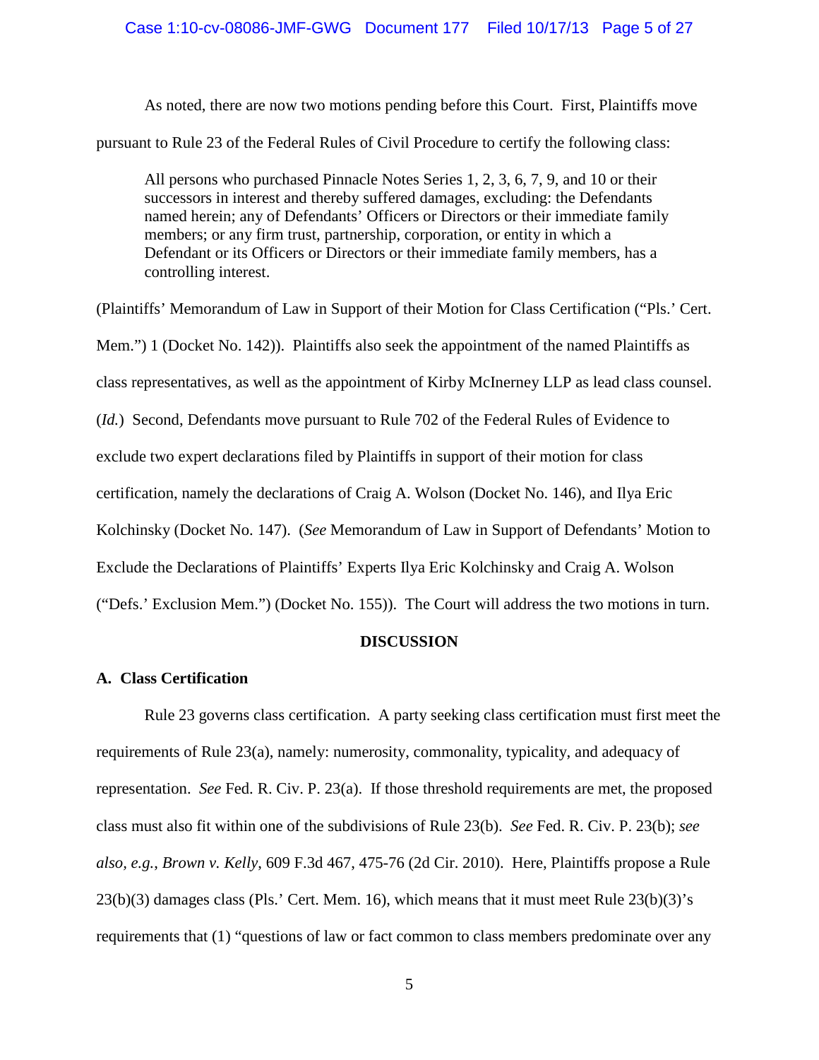As noted, there are now two motions pending before this Court. First, Plaintiffs move pursuant to Rule 23 of the Federal Rules of Civil Procedure to certify the following class:

> All persons who purchased Pinnacle Notes Series 1, 2, 3, 6, 7, 9, and 10 or their successors in interest and thereby suffered damages, excluding: the Defendants named herein; any of Defendants' Officers or Directors or their immediate family members; or any firm trust, partnership, corporation, or entity in which a Defendant or its Officers or Directors or their immediate family members, has a controlling interest.

(Plaintiffs' Memorandum of Law in Support of their Motion for Class Certification ("Pls.' Cert. Mem.") 1 (Docket No. 142)). Plaintiffs also seek the appointment of the named Plaintiffs as class representatives, as well as the appointment of Kirby McInerney LLP as lead class counsel. (*Id.*) Second, Defendants move pursuant to Rule 702 of the Federal Rules of Evidence to exclude two expert declarations filed by Plaintiffs in support of their motion for class certification, namely the declarations of Craig A. Wolson (Docket No. 146), and Ilya Eric Kolchinsky (Docket No. 147). (*See* Memorandum of Law in Support of Defendants' Motion to Exclude the Declarations of Plaintiffs' Experts Ilya Eric Kolchinsky and Craig A. Wolson ("Defs.' Exclusion Mem.") (Docket No. 155)). The Court will address the two motions in turn.

## DISCUSSION

### A. Class Certification

Rule 23 governs class certification. A party seeking class certification must first meet the requirements of Rule 23(a), namely: numerosity, commonality, typicality, and adequacy of representation. *See* Fed. R. Civ. P. 23(a). If those threshold requirements are met, the proposed class must also fit within one of the subdivisions of Rule 23(b). *See* Fed. R. Civ. P. 23(b); *see also, e.g.*, *Brown v. Kelly*, 609 F.3d 467, 475-76 (2d Cir. 2010). Here, Plaintiffs propose a Rule 23(b)(3) damages class (Pls.' Cert. Mem. 16), which means that it must meet Rule 23(b)(3)'s requirements that (1) "questions of law or fact common to class members predominate over any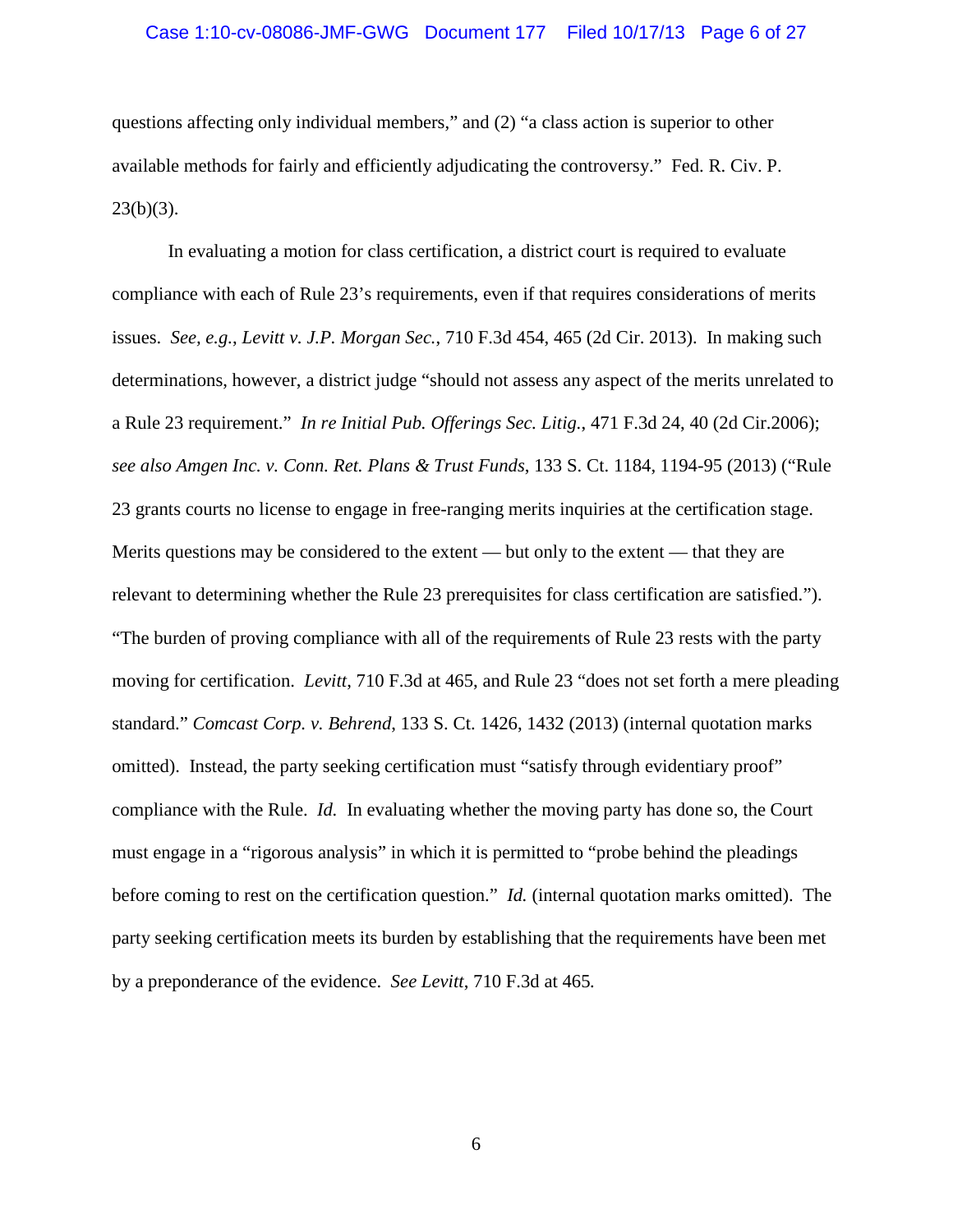questions affecting only individual members," and (2) "a class action is superior to other available methods for fairly and efficiently adjudicating the controversy." Fed. R. Civ. P. 23(b)(3).

In evaluating a motion for class certification, a district court is required to evaluate compliance with each of Rule 23's requirements, even if that requires considerations of merits issues. *See, e.g.*, *Levitt v. J.P. Morgan Sec.*, 710 F.3d 454, 465 (2d Cir. 2013). In making such determinations, however, a district judge "should not assess any aspect of the merits unrelated to a Rule 23 requirement." *In re Initial Pub. Offerings Sec. Litig.*, 471 F.3d 24, 40 (2d Cir.2006); *see also Amgen Inc. v. Conn. Ret. Plans & Trust Funds*, 133 S. Ct. 1184, 1194-95 (2013) ("Rule 23 grants courts no license to engage in free-ranging merits inquiries at the certification stage. Merits questions may be considered to the extent — but only to the extent — that they are relevant to determining whether the Rule 23 prerequisites for class certification are satisfied."). "The burden of proving compliance with all of the requirements of Rule 23 rests with the party moving for certification. *Levitt*, 710 F.3d at 465, and Rule 23 "does not set forth a mere pleading standard." *Comcast Corp. v. Behrend*, 133 S. Ct. 1426, 1432 (2013) (internal quotation marks omitted). Instead, the party seeking certification must "satisfy through evidentiary proof" compliance with the Rule. *Id.* In evaluating whether the moving party has done so, the Court must engage in a "rigorous analysis" in which it is permitted to "probe behind the pleadings before coming to rest on the certification question." *Id.* (internal quotation marks omitted). The party seeking certification meets its burden by establishing that the requirements have been met by a preponderance of the evidence. *See Levitt*, 710 F.3d at 465.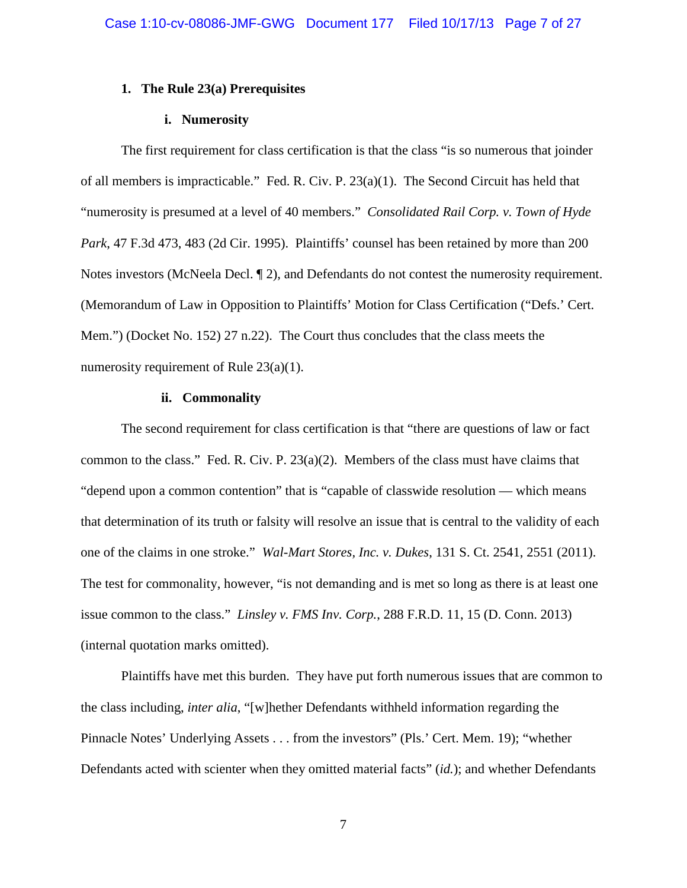### 1. The Rule 23(a) Prerequisites

#### i. Numerosity

The first requirement for class certification is that the class "is so numerous that joinder of all members is impracticable." Fed. R. Civ. P. 23(a)(1). The Second Circuit has held that "numerosity is presumed at a level of 40 members." *Consolidated Rail Corp. v. Town of Hyde Park*, 47 F.3d 473, 483 (2d Cir. 1995). Plaintiffs' counsel has been retained by more than 200 Notes investors (McNeela Decl. ¶ 2), and Defendants do not contest the numerosity requirement. (Memorandum of Law in Opposition to Plaintiffs' Motion for Class Certification ("Defs.' Cert. Mem.") (Docket No. 152) 27 n.22). The Court thus concludes that the class meets the numerosity requirement of Rule 23(a)(1).

#### ii. Commonality

The second requirement for class certification is that "there are questions of law or fact common to the class." Fed. R. Civ. P. 23(a)(2). Members of the class must have claims that "depend upon a common contention" that is "capable of classwide resolution — which means that determination of its truth or falsity will resolve an issue that is central to the validity of each one of the claims in one stroke." *Wal-Mart Stores, Inc. v. Dukes*, 131 S. Ct. 2541, 2551 (2011). The test for commonality, however, "is not demanding and is met so long as there is at least one issue common to the class." *Linsley v. FMS Inv. Corp.*, 288 F.R.D. 11, 15 (D. Conn. 2013) (internal quotation marks omitted).

Plaintiffs have met this burden. They have put forth numerous issues that are common to the class including, *inter alia*, "[w]hether Defendants withheld information regarding the Pinnacle Notes' Underlying Assets . . . from the investors" (Pls.' Cert. Mem. 19); "whether Defendants acted with scienter when they omitted material facts" (*id.*); and whether Defendants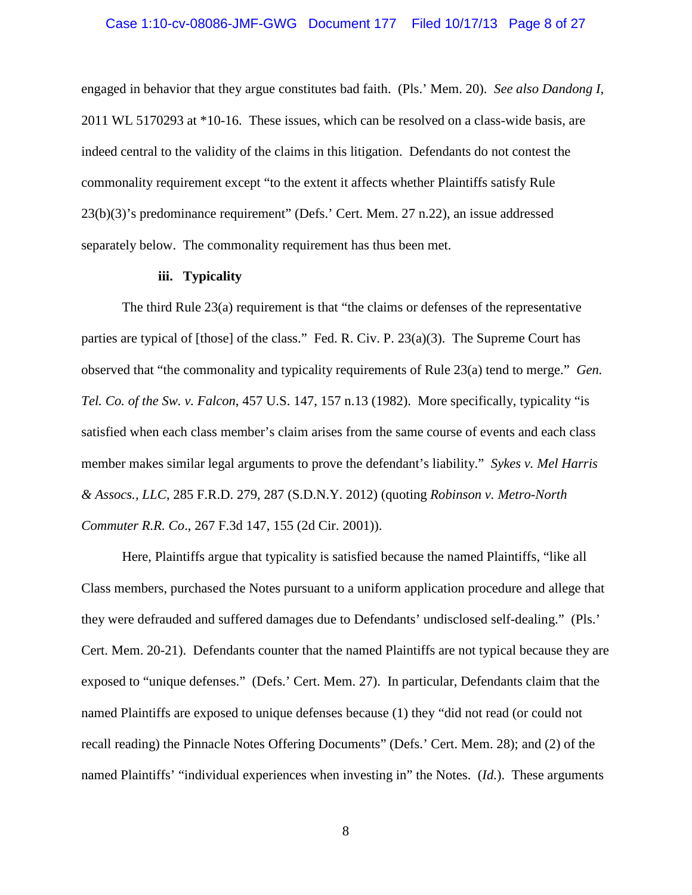engaged in behavior that they argue constitutes bad faith. (Pls.' Mem. 20). *See also Dandong I*, 2011 WL 5170293 at *10-16. These issues, which can be resolved on a class-wide basis, are indeed central to the validity of the claims in this litigation. Defendants do not contest the commonality requirement except "to the extent it affects whether Plaintiffs satisfy Rule 23(b)(3)'s predominance requirement" (Defs.' Cert. Mem. 27 n.22), an issue addressed separately below. The commonality requirement has thus been met.

**iii. Typicality**

The third Rule 23(a) requirement is that "the claims or defenses of the representative parties are typical of [those] of the class." Fed. R. Civ. P. 23(a)(3). The Supreme Court has observed that "the commonality and typicality requirements of Rule 23(a) tend to merge." *Gen. Tel. Co. of the Sw. v. Falcon*, 457 U.S. 147, 157 n.13 (1982). More specifically, typicality "is satisfied when each class member's claim arises from the same course of events and each class member makes similar legal arguments to prove the defendant's liability." *Sykes v. Mel Harris & Assocs., LLC*, 285 F.R.D. 279, 287 (S.D.N.Y. 2012) (quoting *Robinson v. Metro-North Commuter R.R. Co*., 267 F.3d 147, 155 (2d Cir. 2001)).

Here, Plaintiffs argue that typicality is satisfied because the named Plaintiffs, "like all Class members, purchased the Notes pursuant to a uniform application procedure and allege that they were defrauded and suffered damages due to Defendants' undisclosed self-dealing." (Pls.' Cert. Mem. 20-21). Defendants counter that the named Plaintiffs are not typical because they are exposed to "unique defenses." (Defs.' Cert. Mem. 27). In particular, Defendants claim that the named Plaintiffs are exposed to unique defenses because (1) they "did not read (or could not recall reading) the Pinnacle Notes Offering Documents" (Defs.' Cert. Mem. 28); and (2) of the named Plaintiffs' "individual experiences when investing in" the Notes. (*Id.*). These arguments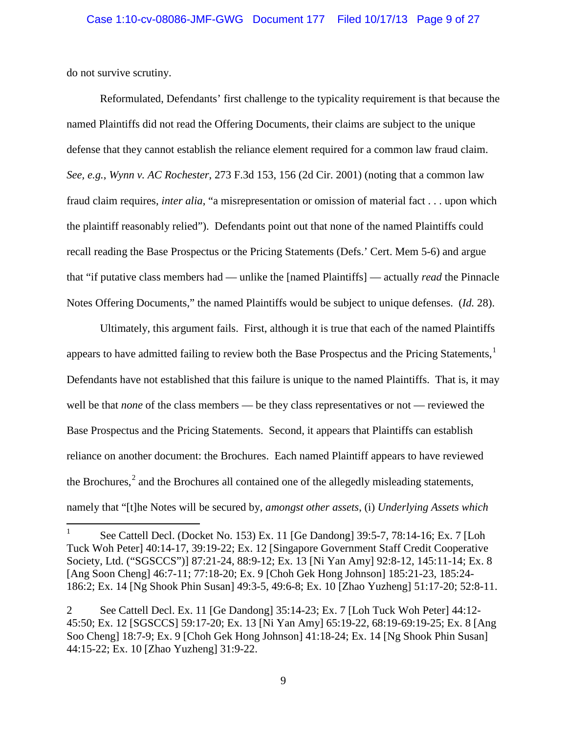do not survive scrutiny.

Reformulated, Defendants' first challenge to the typicality requirement is that because the named Plaintiffs did not read the Offering Documents, their claims are subject to the unique defense that they cannot establish the reliance element required for a common law fraud claim. *See, e.g.*, *Wynn v. AC Rochester*, 273 F.3d 153, 156 (2d Cir. 2001) (noting that a common law fraud claim requires, *inter alia*, "a misrepresentation or omission of material fact . . . upon which the plaintiff reasonably relied"). Defendants point out that none of the named Plaintiffs could recall reading the Base Prospectus or the Pricing Statements (Defs.' Cert. Mem 5-6) and argue that "if putative class members had — unlike the [named Plaintiffs] — actually *read* the Pinnacle Notes Offering Documents," the named Plaintiffs would be subject to unique defenses. (*Id.* 28).

Ultimately, this argument fails. First, although it is true that each of the named Plaintiffs appears to have admitted failing to review both the Base Prospectus and the Pricing Statements,[1] Defendants have not established that this failure is unique to the named Plaintiffs. That is, it may well be that *none* of the class members — be they class representatives or not — reviewed the Base Prospectus and the Pricing Statements. Second, it appears that Plaintiffs can establish reliance on another document: the Brochures. Each named Plaintiff appears to have reviewed the Brochures,[2] and the Brochures all contained one of the allegedly misleading statements, namely that "[t]he Notes will be secured by, *amongst other assets*, (i) *Underlying Assets which*

---

[1] See Cattell Decl. (Docket No. 153) Ex. 11 [Ge Dandong] 39:5-7, 78:14-16; Ex. 7 [Loh Tuck Woh Peter] 40:14-17, 39:19-22; Ex. 12 [Singapore Government Staff Credit Cooperative Society, Ltd. ("SGSCCS")] 87:21-24, 88:9-12; Ex. 13 [Ni Yan Amy] 92:8-12, 145:11-14; Ex. 8 [Ang Soon Cheng] 46:7-11; 77:18-20; Ex. 9 [Choh Gek Hong Johnson] 185:21-23, 185:24-186:2; Ex. 14 [Ng Shook Phin Susan] 49:3-5, 49:6-8; Ex. 10 [Zhao Yuzheng] 51:17-20; 52:8-11.

[2] See Cattell Decl. Ex. 11 [Ge Dandong] 35:14-23; Ex. 7 [Loh Tuck Woh Peter] 44:12-45:50; Ex. 12 [SGSCCS] 59:17-20; Ex. 13 [Ni Yan Amy] 65:19-22, 68:19-69:19-25; Ex. 8 [Ang Soo Cheng] 18:7-9; Ex. 9 [Choh Gek Hong Johnson] 41:18-24; Ex. 14 [Ng Shook Phin Susan] 44:15-22; Ex. 10 [Zhao Yuzheng] 31:9-22.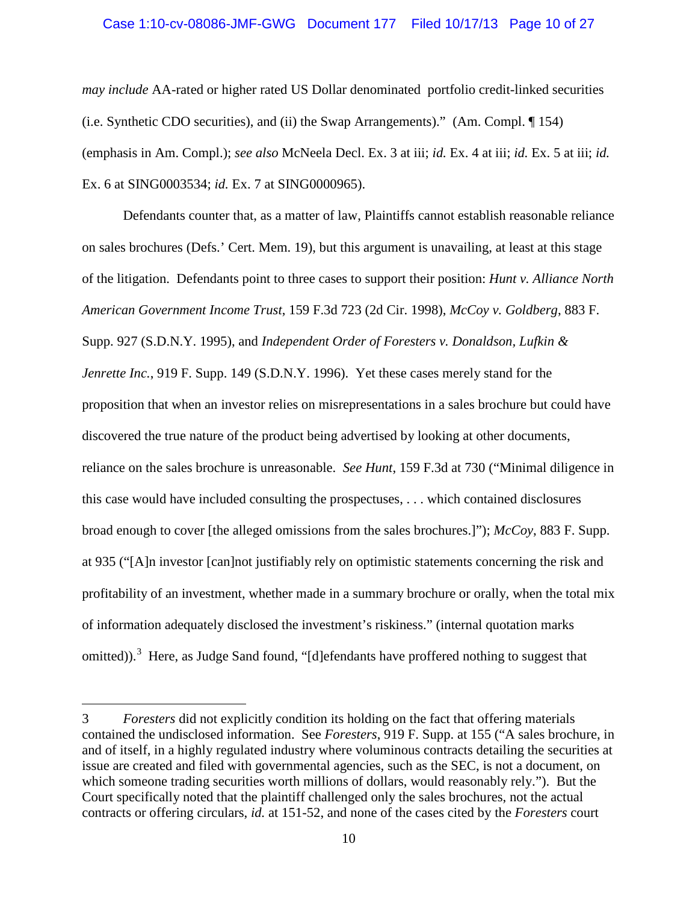*may include* AA-rated or higher rated US Dollar denominated portfolio credit-linked securities (i.e. Synthetic CDO securities), and (ii) the Swap Arrangements)." (Am. Compl. ¶ 154) (emphasis in Am. Compl.); *see also* McNeela Decl. Ex. 3 at iii; *id.* Ex. 4 at iii; *id.* Ex. 5 at iii; *id.* Ex. 6 at SING0003534; *id.* Ex. 7 at SING0000965).

Defendants counter that, as a matter of law, Plaintiffs cannot establish reasonable reliance on sales brochures (Defs.' Cert. Mem. 19), but this argument is unavailing, at least at this stage of the litigation. Defendants point to three cases to support their position: *Hunt v. Alliance North American Government Income Trust*, 159 F.3d 723 (2d Cir. 1998), *McCoy v. Goldberg*, 883 F. Supp. 927 (S.D.N.Y. 1995), and *Independent Order of Foresters v. Donaldson, Lufkin & Jenrette Inc.*, 919 F. Supp. 149 (S.D.N.Y. 1996). Yet these cases merely stand for the proposition that when an investor relies on misrepresentations in a sales brochure but could have discovered the true nature of the product being advertised by looking at other documents, reliance on the sales brochure is unreasonable. *See Hunt*, 159 F.3d at 730 ("Minimal diligence in this case would have included consulting the prospectuses, . . . which contained disclosures broad enough to cover [the alleged omissions from the sales brochures.]"); *McCoy*, 883 F. Supp. at 935 ("[A]n investor [can]not justifiably rely on optimistic statements concerning the risk and profitability of an investment, whether made in a summary brochure or orally, when the total mix of information adequately disclosed the investment's riskiness." (internal quotation marks omitted)).[3] Here, as Judge Sand found, "[d]efendants have proffered nothing to suggest that

---

3 *Foresters* did not explicitly condition its holding on the fact that offering materials contained the undisclosed information. See *Foresters*, 919 F. Supp. at 155 ("A sales brochure, in and of itself, in a highly regulated industry where voluminous contracts detailing the securities at issue are created and filed with governmental agencies, such as the SEC, is not a document, on which someone trading securities worth millions of dollars, would reasonably rely."). But the Court specifically noted that the plaintiff challenged only the sales brochures, not the actual contracts or offering circulars, *id.* at 151-52, and none of the cases cited by the *Foresters* court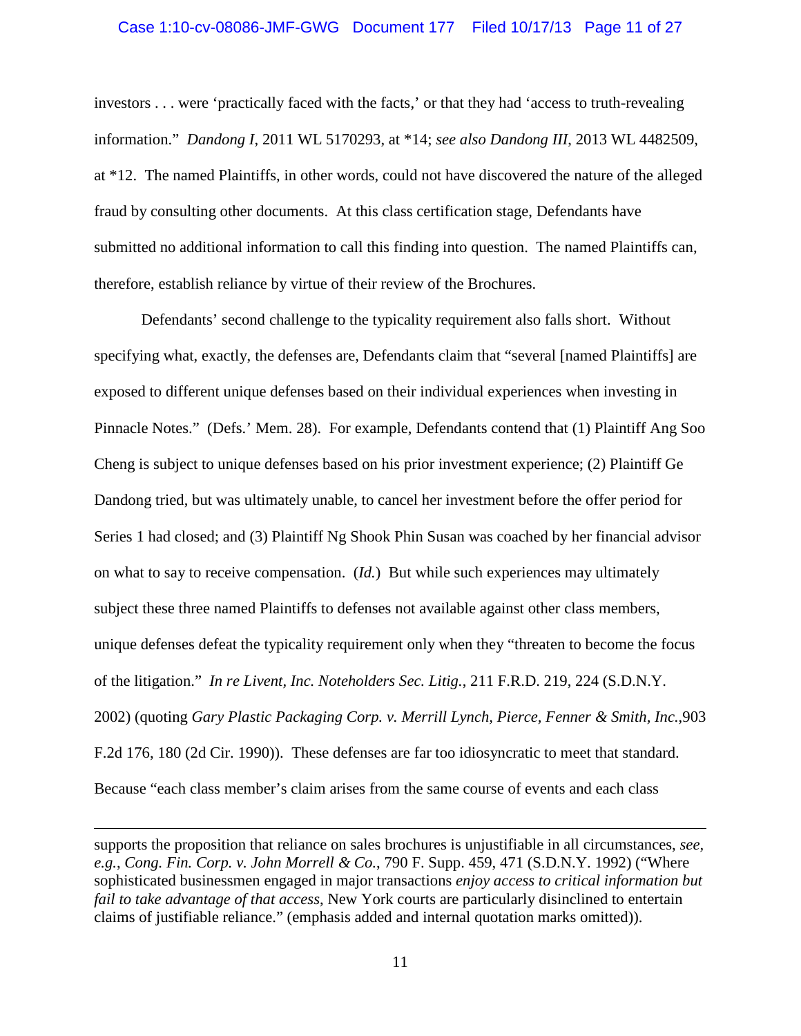investors . . . were 'practically faced with the facts,' or that they had 'access to truth-revealing information." *Dandong I*, 2011 WL 5170293, at *14; *see also Dandong III*, 2013 WL 4482509, at *12. The named Plaintiffs, in other words, could not have discovered the nature of the alleged fraud by consulting other documents. At this class certification stage, Defendants have submitted no additional information to call this finding into question. The named Plaintiffs can, therefore, establish reliance by virtue of their review of the Brochures.

Defendants' second challenge to the typicality requirement also falls short. Without specifying what, exactly, the defenses are, Defendants claim that "several [named Plaintiffs] are exposed to different unique defenses based on their individual experiences when investing in Pinnacle Notes." (Defs.' Mem. 28). For example, Defendants contend that (1) Plaintiff Ang Soo Cheng is subject to unique defenses based on his prior investment experience; (2) Plaintiff Ge Dandong tried, but was ultimately unable, to cancel her investment before the offer period for Series 1 had closed; and (3) Plaintiff Ng Shook Phin Susan was coached by her financial advisor on what to say to receive compensation. (*Id.*) But while such experiences may ultimately subject these three named Plaintiffs to defenses not available against other class members, unique defenses defeat the typicality requirement only when they "threaten to become the focus of the litigation." *In re Livent, Inc. Noteholders Sec. Litig.*, 211 F.R.D. 219, 224 (S.D.N.Y. 2002) (quoting *Gary Plastic Packaging Corp. v. Merrill Lynch, Pierce, Fenner & Smith, Inc.*,903 F.2d 176, 180 (2d Cir. 1990)). These defenses are far too idiosyncratic to meet that standard. Because "each class member's claim arises from the same course of events and each class

---

supports the proposition that reliance on sales brochures is unjustifiable in all circumstances, *see, e.g.*, *Cong. Fin. Corp. v. John Morrell & Co.*, 790 F. Supp. 459, 471 (S.D.N.Y. 1992) ("Where sophisticated businessmen engaged in major transactions *enjoy access to critical information but fail to take advantage of that access*, New York courts are particularly disinclined to entertain claims of justifiable reliance." (emphasis added and internal quotation marks omitted)).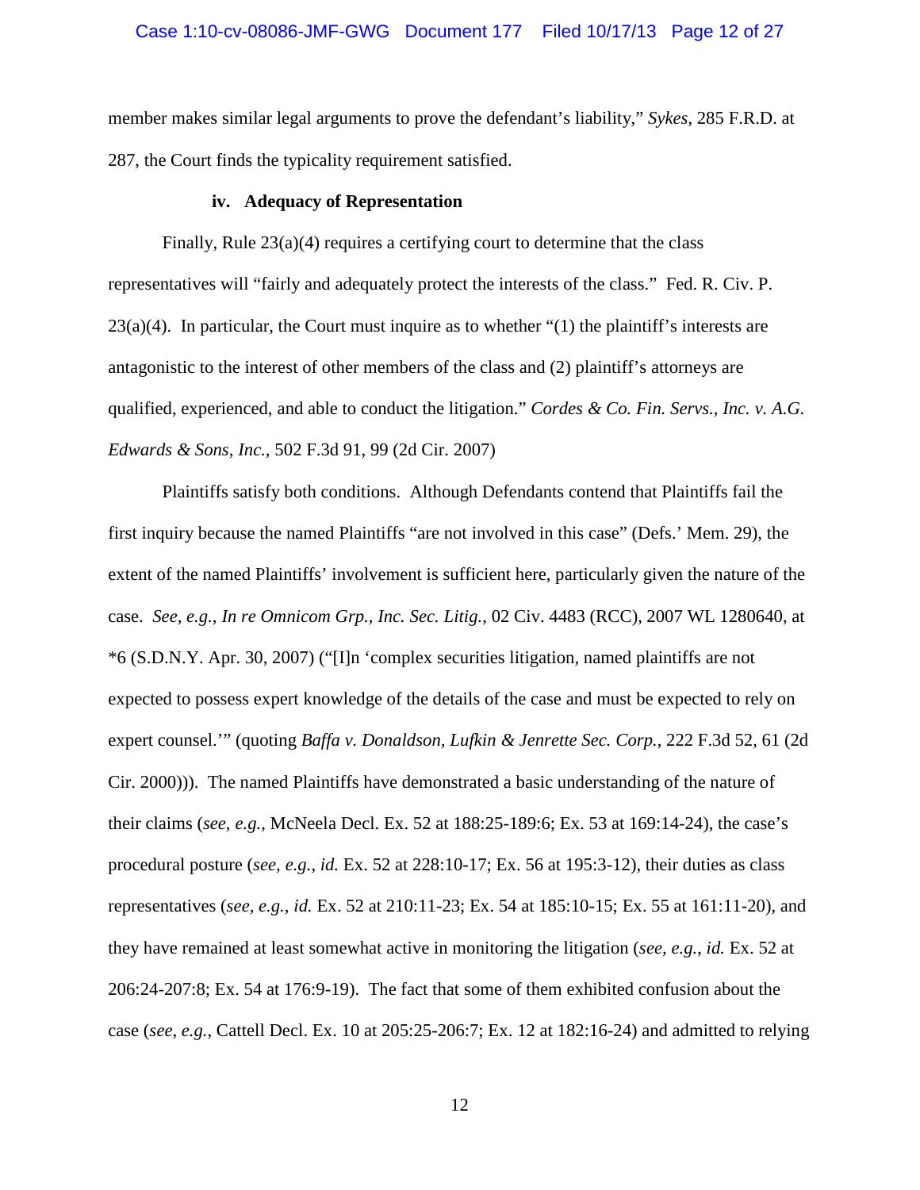member makes similar legal arguments to prove the defendant's liability," *Sykes*, 285 F.R.D. at 287, the Court finds the typicality requirement satisfied.

#### iv. Adequacy of Representation

Finally, Rule 23(a)(4) requires a certifying court to determine that the class representatives will "fairly and adequately protect the interests of the class." Fed. R. Civ. P. 23(a)(4). In particular, the Court must inquire as to whether "(1) the plaintiff's interests are antagonistic to the interest of other members of the class and (2) plaintiff's attorneys are qualified, experienced, and able to conduct the litigation." *Cordes & Co. Fin. Servs., Inc. v. A.G. Edwards & Sons, Inc.*, 502 F.3d 91, 99 (2d Cir. 2007)

Plaintiffs satisfy both conditions. Although Defendants contend that Plaintiffs fail the first inquiry because the named Plaintiffs "are not involved in this case" (Defs.' Mem. 29), the extent of the named Plaintiffs' involvement is sufficient here, particularly given the nature of the case. *See, e.g.*, *In re Omnicom Grp., Inc. Sec. Litig.*, 02 Civ. 4483 (RCC), 2007 WL 1280640, at *6 (S.D.N.Y. Apr. 30, 2007) ("[I]n 'complex securities litigation, named plaintiffs are not expected to possess expert knowledge of the details of the case and must be expected to rely on expert counsel.'" (quoting *Baffa v. Donaldson, Lufkin & Jenrette Sec. Corp.*, 222 F.3d 52, 61 (2d Cir. 2000))). The named Plaintiffs have demonstrated a basic understanding of the nature of their claims (*see*, *e.g.*, McNeela Decl. Ex. 52 at 188:25-189:6; Ex. 53 at 169:14-24), the case's procedural posture (*see, e.g.*, *id.* Ex. 52 at 228:10-17; Ex. 56 at 195:3-12), their duties as class representatives (*see, e.g.*, *id.* Ex. 52 at 210:11-23; Ex. 54 at 185:10-15; Ex. 55 at 161:11-20), and they have remained at least somewhat active in monitoring the litigation (*see*, *e.g.*, *id.* Ex. 52 at 206:24-207:8; Ex. 54 at 176:9-19). The fact that some of them exhibited confusion about the case (*see, e.g.*, Cattell Decl. Ex. 10 at 205:25-206:7; Ex. 12 at 182:16-24) and admitted to relying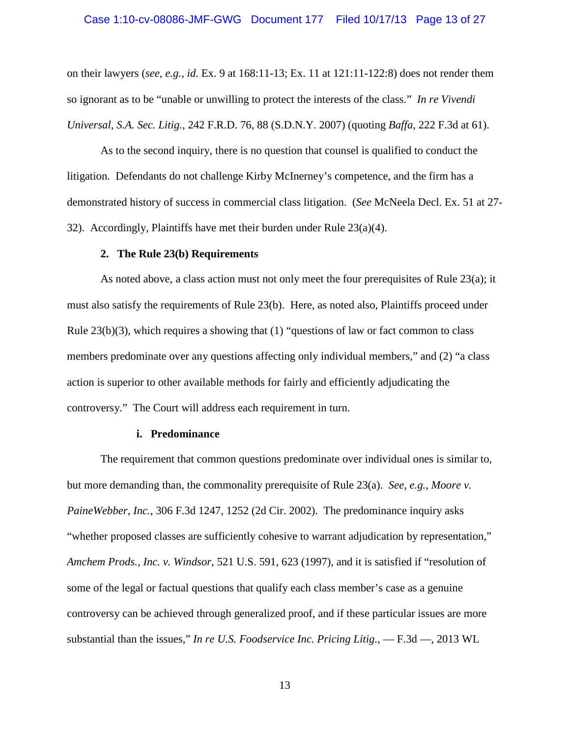on their lawyers (*see, e.g.*, *id.* Ex. 9 at 168:11-13; Ex. 11 at 121:11-122:8) does not render them so ignorant as to be "unable or unwilling to protect the interests of the class." *In re Vivendi Universal, S.A. Sec. Litig.*, 242 F.R.D. 76, 88 (S.D.N.Y. 2007) (quoting *Baffa*, 222 F.3d at 61).

As to the second inquiry, there is no question that counsel is qualified to conduct the litigation. Defendants do not challenge Kirby McInerney's competence, and the firm has a demonstrated history of success in commercial class litigation. (*See* McNeela Decl. Ex. 51 at 27-32). Accordingly, Plaintiffs have met their burden under Rule 23(a)(4).

**2. The Rule 23(b) Requirements**

As noted above, a class action must not only meet the four prerequisites of Rule 23(a); it must also satisfy the requirements of Rule 23(b). Here, as noted also, Plaintiffs proceed under Rule 23(b)(3), which requires a showing that (1) "questions of law or fact common to class members predominate over any questions affecting only individual members," and (2) "a class action is superior to other available methods for fairly and efficiently adjudicating the controversy." The Court will address each requirement in turn.

**i. Predominance**

The requirement that common questions predominate over individual ones is similar to, but more demanding than, the commonality prerequisite of Rule 23(a). *See, e.g.*, *Moore v. PaineWebber, Inc.*, 306 F.3d 1247, 1252 (2d Cir. 2002). The predominance inquiry asks "whether proposed classes are sufficiently cohesive to warrant adjudication by representation," *Amchem Prods., Inc. v. Windsor*, 521 U.S. 591, 623 (1997), and it is satisfied if "resolution of some of the legal or factual questions that qualify each class member's case as a genuine controversy can be achieved through generalized proof, and if these particular issues are more substantial than the issues," *In re U.S. Foodservice Inc. Pricing Litig.*, — F.3d —, 2013 WL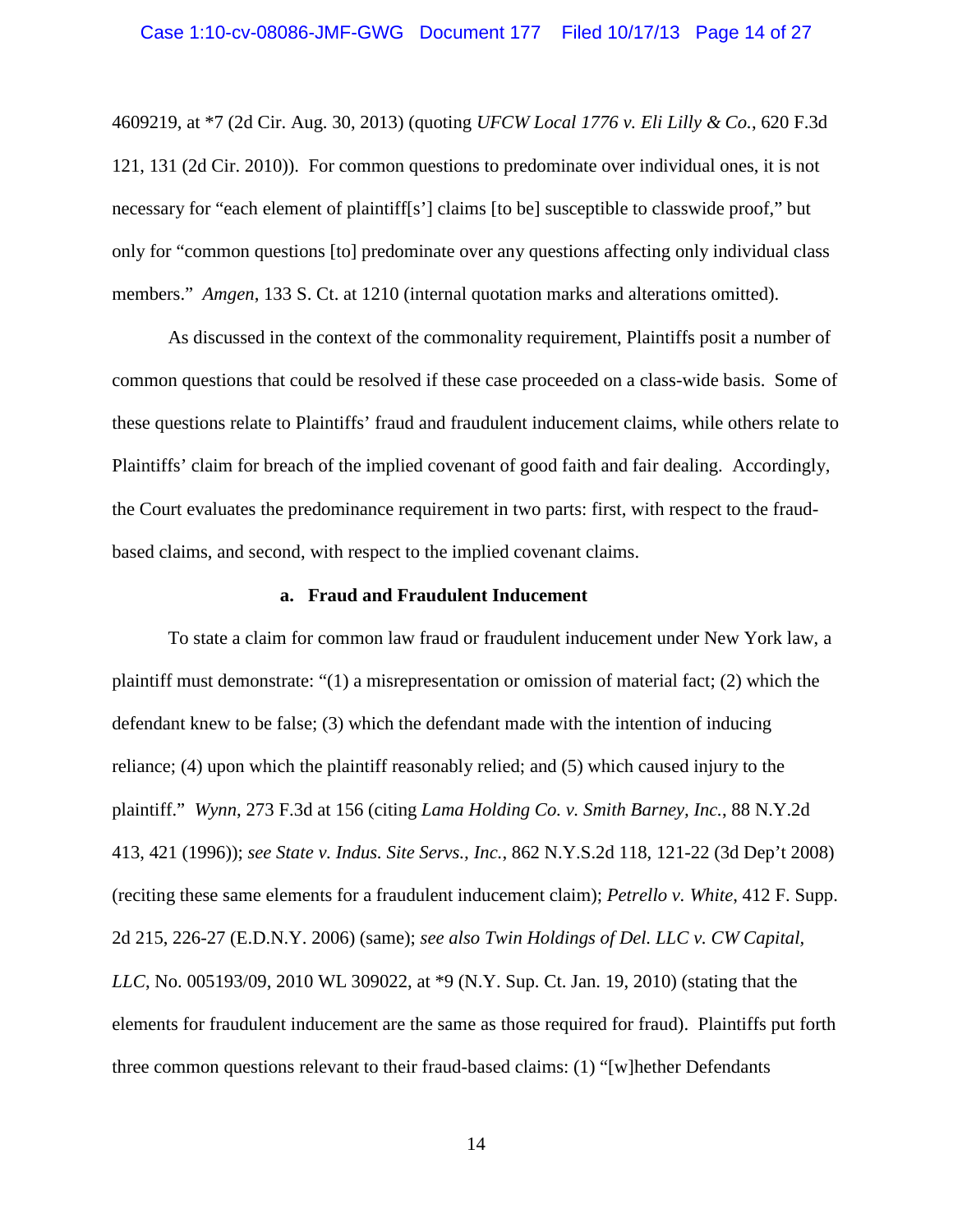4609219, at *7 (2d Cir. Aug. 30, 2013) (quoting *UFCW Local 1776 v. Eli Lilly & Co.*, 620 F.3d 121, 131 (2d Cir. 2010)). For common questions to predominate over individual ones, it is not necessary for "each element of plaintiff[s'] claims [to be] susceptible to classwide proof," but only for "common questions [to] predominate over any questions affecting only individual class members." *Amgen*, 133 S. Ct. at 1210 (internal quotation marks and alterations omitted).

As discussed in the context of the commonality requirement, Plaintiffs posit a number of common questions that could be resolved if these case proceeded on a class-wide basis. Some of these questions relate to Plaintiffs' fraud and fraudulent inducement claims, while others relate to Plaintiffs' claim for breach of the implied covenant of good faith and fair dealing. Accordingly, the Court evaluates the predominance requirement in two parts: first, with respect to the fraud-based claims, and second, with respect to the implied covenant claims.

**a. Fraud and Fraudulent Inducement**

To state a claim for common law fraud or fraudulent inducement under New York law, a plaintiff must demonstrate: "(1) a misrepresentation or omission of material fact; (2) which the defendant knew to be false; (3) which the defendant made with the intention of inducing reliance; (4) upon which the plaintiff reasonably relied; and (5) which caused injury to the plaintiff." *Wynn*, 273 F.3d at 156 (citing *Lama Holding Co. v. Smith Barney, Inc.*, 88 N.Y.2d 413, 421 (1996)); *see State v. Indus. Site Servs., Inc.*, 862 N.Y.S.2d 118, 121-22 (3d Dep't 2008) (reciting these same elements for a fraudulent inducement claim); *Petrello v. White*, 412 F. Supp. 2d 215, 226-27 (E.D.N.Y. 2006) (same); *see also Twin Holdings of Del. LLC v. CW Capital, LLC*, No. 005193/09, 2010 WL 309022, at *9 (N.Y. Sup. Ct. Jan. 19, 2010) (stating that the elements for fraudulent inducement are the same as those required for fraud). Plaintiffs put forth three common questions relevant to their fraud-based claims: (1) "[w]hether Defendants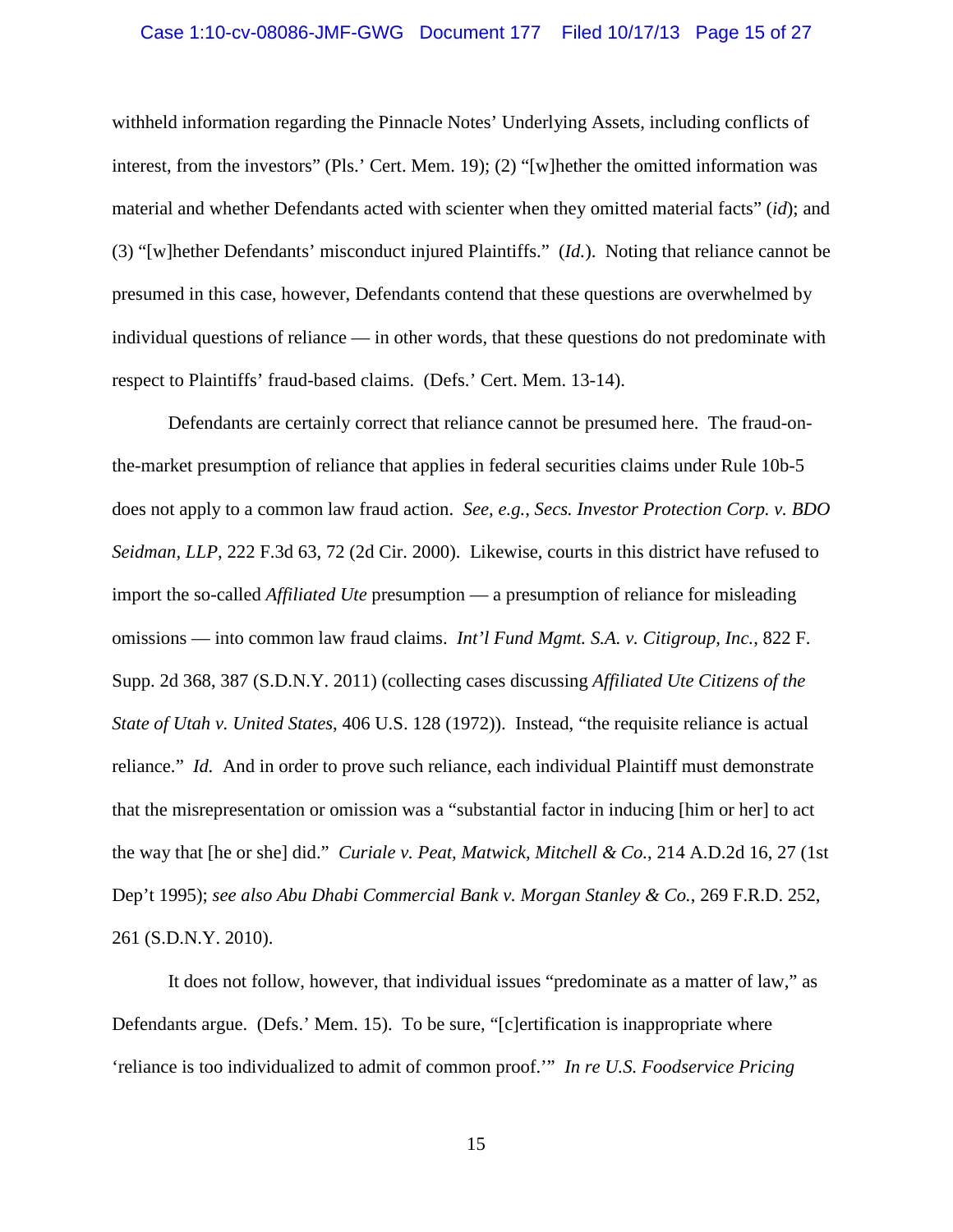withheld information regarding the Pinnacle Notes' Underlying Assets, including conflicts of interest, from the investors" (Pls.' Cert. Mem. 19); (2) "[w]hether the omitted information was material and whether Defendants acted with scienter when they omitted material facts" (*id*); and (3) "[w]hether Defendants' misconduct injured Plaintiffs." (*Id.*). Noting that reliance cannot be presumed in this case, however, Defendants contend that these questions are overwhelmed by individual questions of reliance — in other words, that these questions do not predominate with respect to Plaintiffs' fraud-based claims. (Defs.' Cert. Mem. 13-14).

Defendants are certainly correct that reliance cannot be presumed here. The fraud-on-the-market presumption of reliance that applies in federal securities claims under Rule 10b-5 does not apply to a common law fraud action. *See, e.g.*, *Secs. Investor Protection Corp. v. BDO Seidman, LLP*, 222 F.3d 63, 72 (2d Cir. 2000). Likewise, courts in this district have refused to import the so-called *Affiliated Ute* presumption — a presumption of reliance for misleading omissions — into common law fraud claims. *Int'l Fund Mgmt. S.A. v. Citigroup, Inc.*, 822 F. Supp. 2d 368, 387 (S.D.N.Y. 2011) (collecting cases discussing *Affiliated Ute Citizens of the State of Utah v. United States*, 406 U.S. 128 (1972)). Instead, "the requisite reliance is actual reliance." *Id.* And in order to prove such reliance, each individual Plaintiff must demonstrate that the misrepresentation or omission was a "substantial factor in inducing [him or her] to act the way that [he or she] did." *Curiale v. Peat, Matwick, Mitchell & Co.*, 214 A.D.2d 16, 27 (1st Dep't 1995); *see also Abu Dhabi Commercial Bank v. Morgan Stanley & Co.*, 269 F.R.D. 252, 261 (S.D.N.Y. 2010).

It does not follow, however, that individual issues "predominate as a matter of law," as Defendants argue. (Defs.' Mem. 15). To be sure, "[c]ertification is inappropriate where 'reliance is too individualized to admit of common proof.'" *In re U.S. Foodservice Pricing*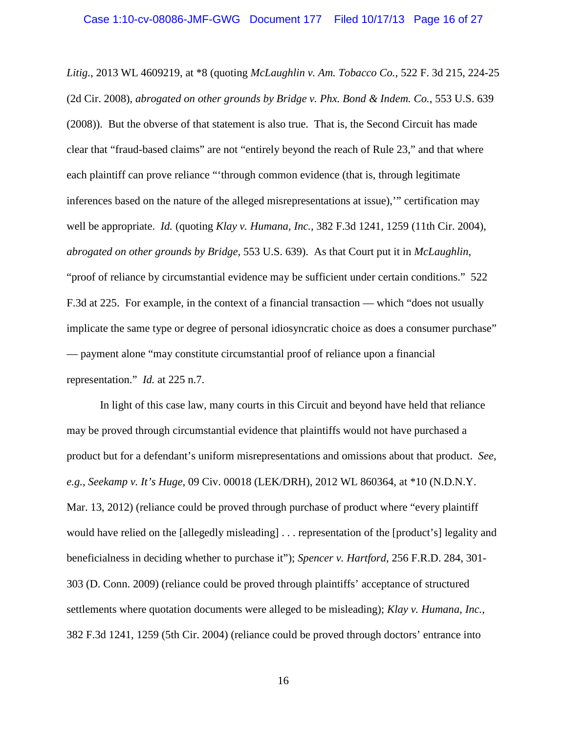*Litig.*, 2013 WL 4609219, at *8 (quoting *McLaughlin v. Am. Tobacco Co.*, 522 F. 3d 215, 224-25 (2d Cir. 2008), *abrogated on other grounds by Bridge v. Phx. Bond & Indem. Co.*, 553 U.S. 639 (2008)). But the obverse of that statement is also true. That is, the Second Circuit has made clear that "fraud-based claims" are not "entirely beyond the reach of Rule 23," and that where each plaintiff can prove reliance "'through common evidence (that is, through legitimate inferences based on the nature of the alleged misrepresentations at issue),'" certification may well be appropriate. *Id.* (quoting *Klay v. Humana, Inc.*, 382 F.3d 1241, 1259 (11th Cir. 2004), *abrogated on other grounds by Bridge*, 553 U.S. 639). As that Court put it in *McLaughlin*, "proof of reliance by circumstantial evidence may be sufficient under certain conditions." 522 F.3d at 225. For example, in the context of a financial transaction — which "does not usually implicate the same type or degree of personal idiosyncratic choice as does a consumer purchase" — payment alone "may constitute circumstantial proof of reliance upon a financial representation." *Id.* at 225 n.7.

In light of this case law, many courts in this Circuit and beyond have held that reliance may be proved through circumstantial evidence that plaintiffs would not have purchased a product but for a defendant's uniform misrepresentations and omissions about that product. *See, e.g.*, *Seekamp v. It's Huge*, 09 Civ. 00018 (LEK/DRH), 2012 WL 860364, at *10 (N.D.N.Y. Mar. 13, 2012) (reliance could be proved through purchase of product where "every plaintiff would have relied on the [allegedly misleading] . . . representation of the [product's] legality and beneficialness in deciding whether to purchase it"); *Spencer v. Hartford*, 256 F.R.D. 284, 301-303 (D. Conn. 2009) (reliance could be proved through plaintiffs' acceptance of structured settlements where quotation documents were alleged to be misleading); *Klay v. Humana, Inc.*, 382 F.3d 1241, 1259 (5th Cir. 2004) (reliance could be proved through doctors' entrance into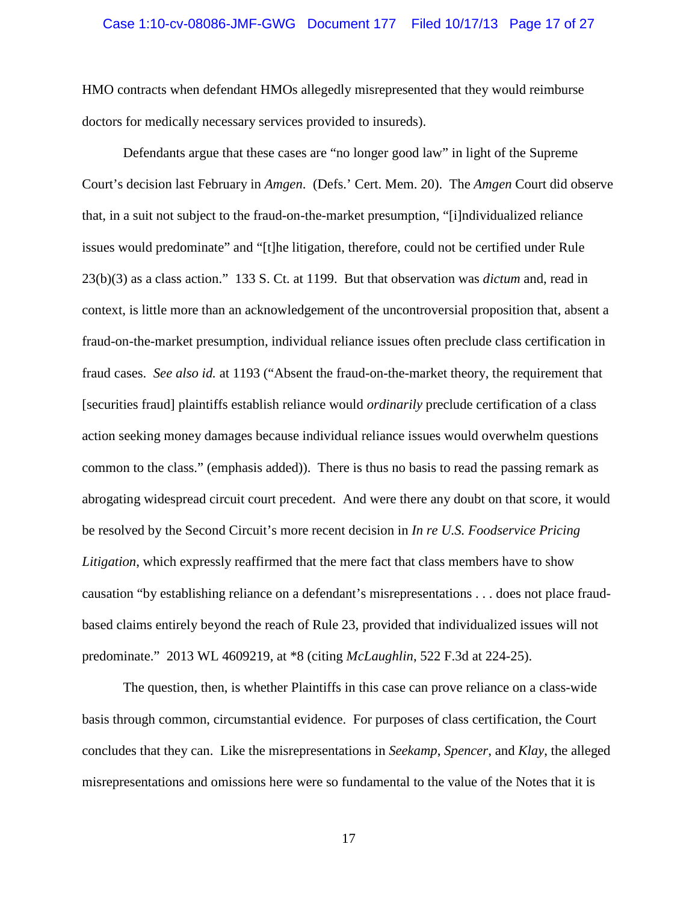HMO contracts when defendant HMOs allegedly misrepresented that they would reimburse doctors for medically necessary services provided to insureds).

Defendants argue that these cases are "no longer good law" in light of the Supreme Court's decision last February in *Amgen*. (Defs.' Cert. Mem. 20). The *Amgen* Court did observe that, in a suit not subject to the fraud-on-the-market presumption, "[i]ndividualized reliance issues would predominate" and "[t]he litigation, therefore, could not be certified under Rule 23(b)(3) as a class action." 133 S. Ct. at 1199. But that observation was *dictum* and, read in context, is little more than an acknowledgement of the uncontroversial proposition that, absent a fraud-on-the-market presumption, individual reliance issues often preclude class certification in fraud cases. *See also id.* at 1193 ("Absent the fraud-on-the-market theory, the requirement that [securities fraud] plaintiffs establish reliance would *ordinarily* preclude certification of a class action seeking money damages because individual reliance issues would overwhelm questions common to the class." (emphasis added)). There is thus no basis to read the passing remark as abrogating widespread circuit court precedent. And were there any doubt on that score, it would be resolved by the Second Circuit's more recent decision in *In re U.S. Foodservice Pricing Litigation*, which expressly reaffirmed that the mere fact that class members have to show causation "by establishing reliance on a defendant's misrepresentations . . . does not place fraud-based claims entirely beyond the reach of Rule 23, provided that individualized issues will not predominate." 2013 WL 4609219, at *8 (citing *McLaughlin*, 522 F.3d at 224-25).

The question, then, is whether Plaintiffs in this case can prove reliance on a class-wide basis through common, circumstantial evidence. For purposes of class certification, the Court concludes that they can. Like the misrepresentations in *Seekamp*, *Spencer*, and *Klay*, the alleged misrepresentations and omissions here were so fundamental to the value of the Notes that it is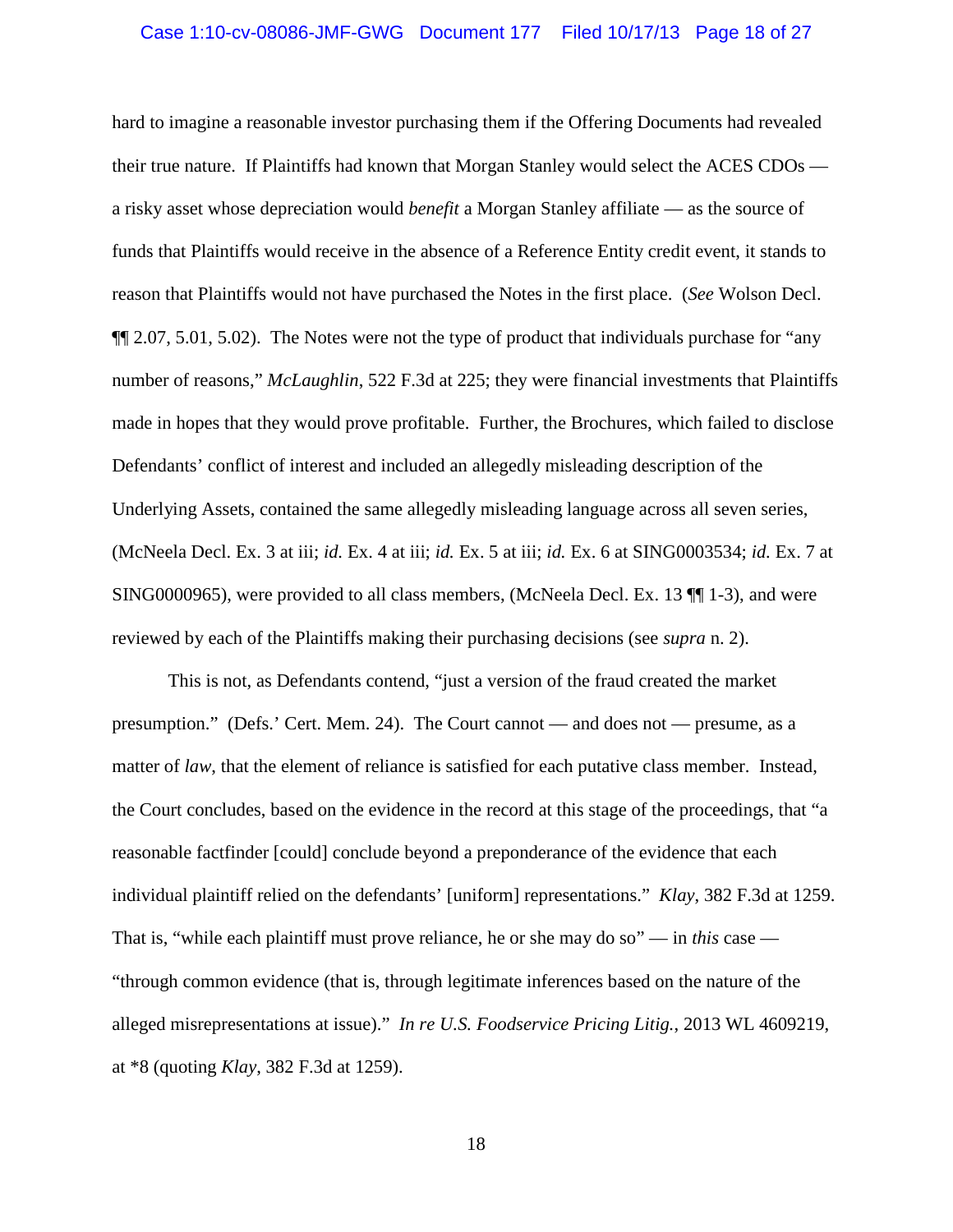hard to imagine a reasonable investor purchasing them if the Offering Documents had revealed their true nature. If Plaintiffs had known that Morgan Stanley would select the ACES CDOs — a risky asset whose depreciation would *benefit* a Morgan Stanley affiliate — as the source of funds that Plaintiffs would receive in the absence of a Reference Entity credit event, it stands to reason that Plaintiffs would not have purchased the Notes in the first place. (*See* Wolson Decl. ¶¶ 2.07, 5.01, 5.02). The Notes were not the type of product that individuals purchase for "any number of reasons," *McLaughlin*, 522 F.3d at 225; they were financial investments that Plaintiffs made in hopes that they would prove profitable. Further, the Brochures, which failed to disclose Defendants' conflict of interest and included an allegedly misleading description of the Underlying Assets, contained the same allegedly misleading language across all seven series, (McNeela Decl. Ex. 3 at iii; *id.* Ex. 4 at iii; *id.* Ex. 5 at iii; *id.* Ex. 6 at SING0003534; *id.* Ex. 7 at SING0000965), were provided to all class members, (McNeela Decl. Ex. 13 ¶¶ 1-3), and were reviewed by each of the Plaintiffs making their purchasing decisions (see *supra* n. 2).

This is not, as Defendants contend, "just a version of the fraud created the market presumption." (Defs.' Cert. Mem. 24). The Court cannot — and does not — presume, as a matter of *law*, that the element of reliance is satisfied for each putative class member. Instead, the Court concludes, based on the evidence in the record at this stage of the proceedings, that "a reasonable factfinder [could] conclude beyond a preponderance of the evidence that each individual plaintiff relied on the defendants' [uniform] representations." *Klay*, 382 F.3d at 1259. That is, "while each plaintiff must prove reliance, he or she may do so" — in *this* case — "through common evidence (that is, through legitimate inferences based on the nature of the alleged misrepresentations at issue)." *In re U.S. Foodservice Pricing Litig.*, 2013 WL 4609219, at *8 (quoting *Klay*, 382 F.3d at 1259).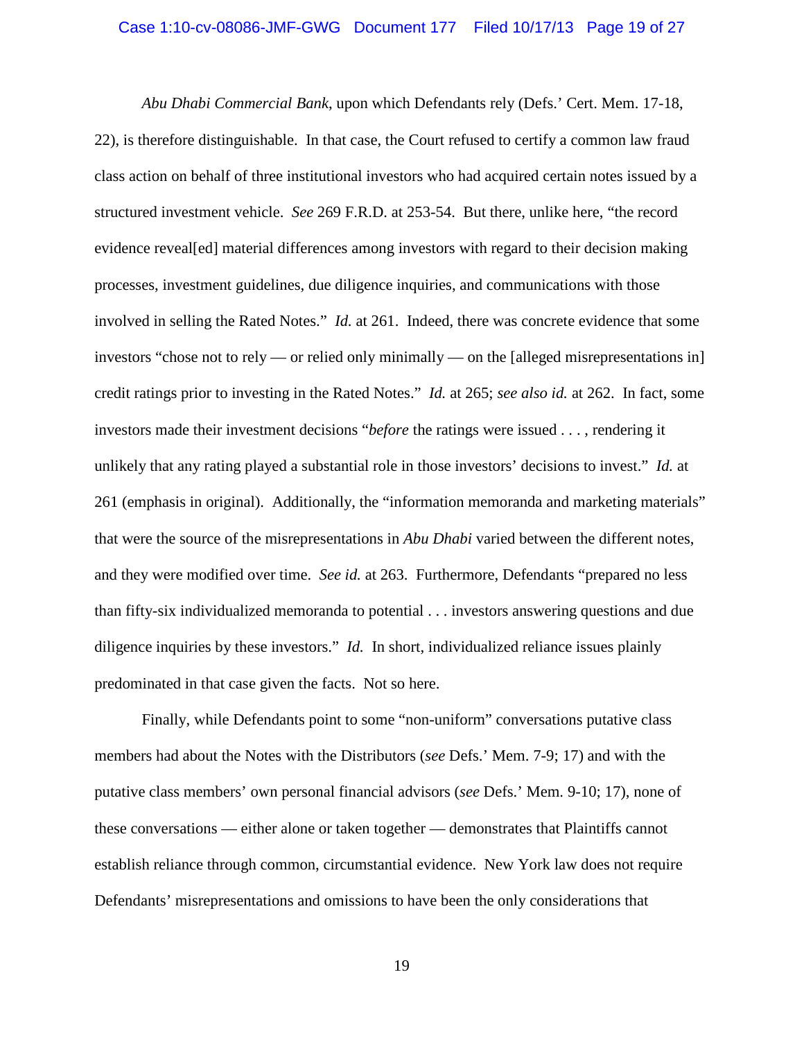*Abu Dhabi Commercial Bank*, upon which Defendants rely (Defs.' Cert. Mem. 17-18, 22), is therefore distinguishable. In that case, the Court refused to certify a common law fraud class action on behalf of three institutional investors who had acquired certain notes issued by a structured investment vehicle. *See* 269 F.R.D. at 253-54. But there, unlike here, "the record evidence reveal[ed] material differences among investors with regard to their decision making processes, investment guidelines, due diligence inquiries, and communications with those involved in selling the Rated Notes." *Id.* at 261. Indeed, there was concrete evidence that some investors "chose not to rely — or relied only minimally — on the [alleged misrepresentations in] credit ratings prior to investing in the Rated Notes." *Id.* at 265; *see also id.* at 262. In fact, some investors made their investment decisions "*before* the ratings were issued . . . , rendering it unlikely that any rating played a substantial role in those investors' decisions to invest." *Id.* at 261 (emphasis in original). Additionally, the "information memoranda and marketing materials" that were the source of the misrepresentations in *Abu Dhabi* varied between the different notes, and they were modified over time. *See id.* at 263. Furthermore, Defendants "prepared no less than fifty-six individualized memoranda to potential . . . investors answering questions and due diligence inquiries by these investors." *Id.* In short, individualized reliance issues plainly predominated in that case given the facts. Not so here.

Finally, while Defendants point to some "non-uniform" conversations putative class members had about the Notes with the Distributors (*see* Defs.' Mem. 7-9; 17) and with the putative class members' own personal financial advisors (*see* Defs.' Mem. 9-10; 17), none of these conversations — either alone or taken together — demonstrates that Plaintiffs cannot establish reliance through common, circumstantial evidence. New York law does not require Defendants' misrepresentations and omissions to have been the only considerations that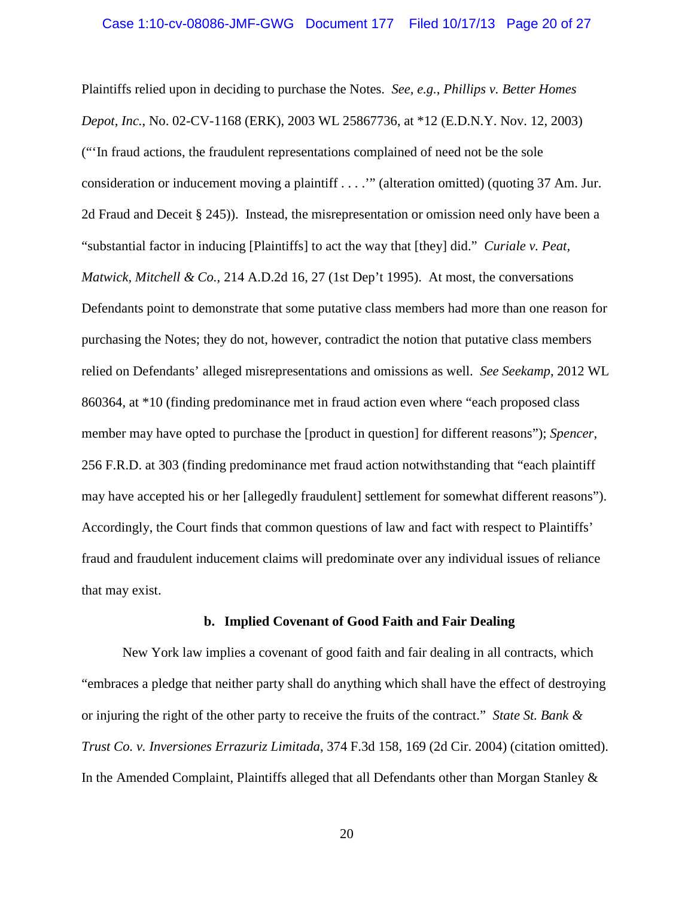Plaintiffs relied upon in deciding to purchase the Notes. *See, e.g.*, *Phillips v. Better Homes Depot, Inc.*, No. 02-CV-1168 (ERK), 2003 WL 25867736, at *12 (E.D.N.Y. Nov. 12, 2003) ("'In fraud actions, the fraudulent representations complained of need not be the sole consideration or inducement moving a plaintiff . . . .'" (alteration omitted) (quoting 37 Am. Jur. 2d Fraud and Deceit § 245)). Instead, the misrepresentation or omission need only have been a "substantial factor in inducing [Plaintiffs] to act the way that [they] did." *Curiale v. Peat, Matwick, Mitchell & Co.*, 214 A.D.2d 16, 27 (1st Dep't 1995). At most, the conversations Defendants point to demonstrate that some putative class members had more than one reason for purchasing the Notes; they do not, however, contradict the notion that putative class members relied on Defendants' alleged misrepresentations and omissions as well. *See Seekamp*, 2012 WL 860364, at *10 (finding predominance met in fraud action even where "each proposed class member may have opted to purchase the [product in question] for different reasons"); *Spencer*, 256 F.R.D. at 303 (finding predominance met fraud action notwithstanding that "each plaintiff may have accepted his or her [allegedly fraudulent] settlement for somewhat different reasons"). Accordingly, the Court finds that common questions of law and fact with respect to Plaintiffs' fraud and fraudulent inducement claims will predominate over any individual issues of reliance that may exist.

**b. Implied Covenant of Good Faith and Fair Dealing**

New York law implies a covenant of good faith and fair dealing in all contracts, which "embraces a pledge that neither party shall do anything which shall have the effect of destroying or injuring the right of the other party to receive the fruits of the contract." *State St. Bank & Trust Co. v. Inversiones Errazuriz Limitada*, 374 F.3d 158, 169 (2d Cir. 2004) (citation omitted). In the Amended Complaint, Plaintiffs alleged that all Defendants other than Morgan Stanley &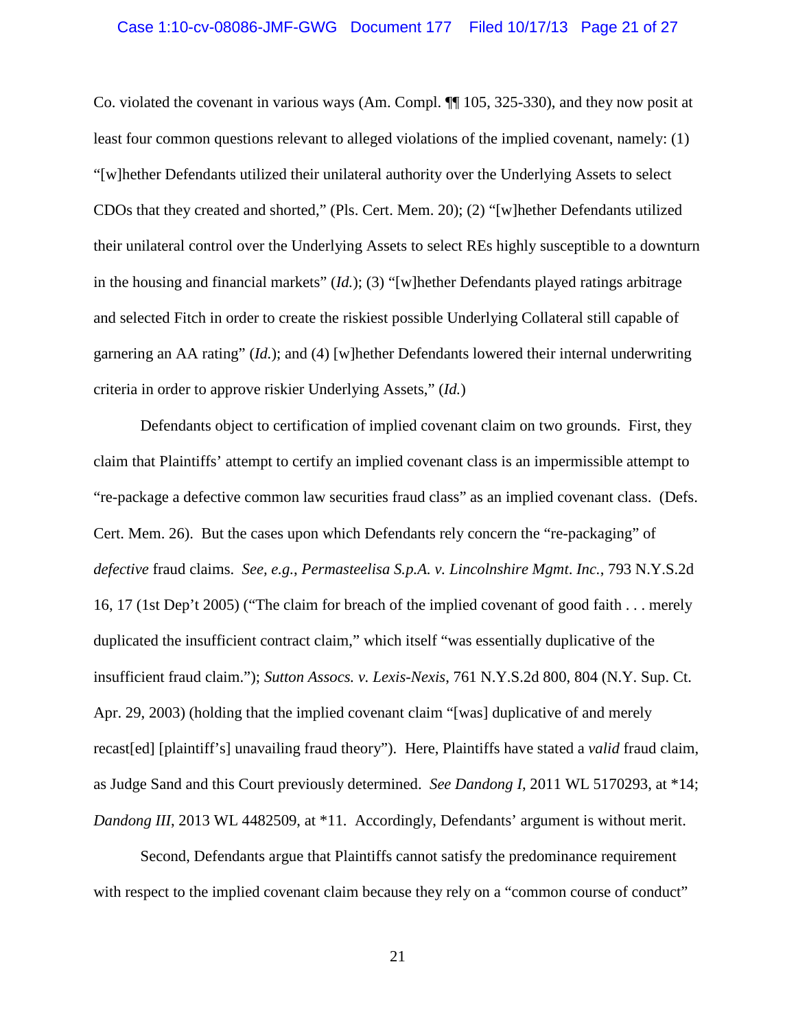Co. violated the covenant in various ways (Am. Compl. ¶¶ 105, 325-330), and they now posit at least four common questions relevant to alleged violations of the implied covenant, namely: (1) "[w]hether Defendants utilized their unilateral authority over the Underlying Assets to select CDOs that they created and shorted," (Pls. Cert. Mem. 20); (2) "[w]hether Defendants utilized their unilateral control over the Underlying Assets to select REs highly susceptible to a downturn in the housing and financial markets" (*Id.*); (3) "[w]hether Defendants played ratings arbitrage and selected Fitch in order to create the riskiest possible Underlying Collateral still capable of garnering an AA rating" (*Id.*); and (4) [w]hether Defendants lowered their internal underwriting criteria in order to approve riskier Underlying Assets," (*Id.*)

Defendants object to certification of implied covenant claim on two grounds. First, they claim that Plaintiffs' attempt to certify an implied covenant class is an impermissible attempt to "re-package a defective common law securities fraud class" as an implied covenant class. (Defs. Cert. Mem. 26). But the cases upon which Defendants rely concern the "re-packaging" of *defective* fraud claims. *See, e.g.*, *Permasteelisa S.p.A. v. Lincolnshire Mgmt. Inc.*, 793 N.Y.S.2d 16, 17 (1st Dep't 2005) ("The claim for breach of the implied covenant of good faith . . . merely duplicated the insufficient contract claim," which itself "was essentially duplicative of the insufficient fraud claim."); *Sutton Assocs. v. Lexis-Nexis*, 761 N.Y.S.2d 800, 804 (N.Y. Sup. Ct. Apr. 29, 2003) (holding that the implied covenant claim "[was] duplicative of and merely recast[ed] [plaintiff's] unavailing fraud theory"). Here, Plaintiffs have stated a *valid* fraud claim, as Judge Sand and this Court previously determined. *See Dandong I*, 2011 WL 5170293, at *14; *Dandong III*, 2013 WL 4482509, at *11. Accordingly, Defendants' argument is without merit.

Second, Defendants argue that Plaintiffs cannot satisfy the predominance requirement with respect to the implied covenant claim because they rely on a "common course of conduct"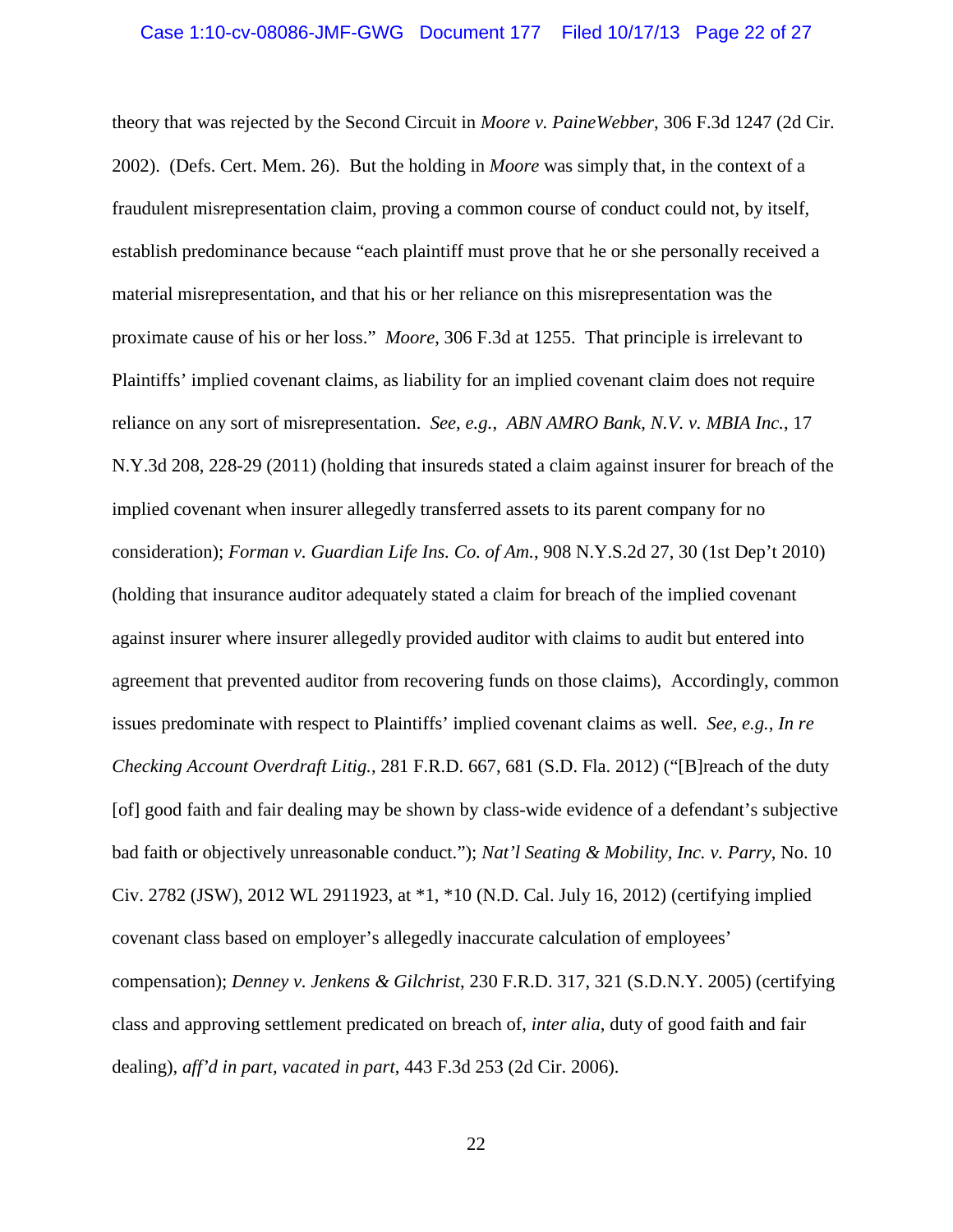theory that was rejected by the Second Circuit in *Moore v. PaineWebber*, 306 F.3d 1247 (2d Cir. 2002). (Defs. Cert. Mem. 26). But the holding in *Moore* was simply that, in the context of a fraudulent misrepresentation claim, proving a common course of conduct could not, by itself, establish predominance because "each plaintiff must prove that he or she personally received a material misrepresentation, and that his or her reliance on this misrepresentation was the proximate cause of his or her loss." *Moore*, 306 F.3d at 1255. That principle is irrelevant to Plaintiffs' implied covenant claims, as liability for an implied covenant claim does not require reliance on any sort of misrepresentation. *See, e.g., ABN AMRO Bank, N.V. v. MBIA Inc.*, 17 N.Y.3d 208, 228-29 (2011) (holding that insureds stated a claim against insurer for breach of the implied covenant when insurer allegedly transferred assets to its parent company for no consideration); *Forman v. Guardian Life Ins. Co. of Am.*, 908 N.Y.S.2d 27, 30 (1st Dep't 2010) (holding that insurance auditor adequately stated a claim for breach of the implied covenant against insurer where insurer allegedly provided auditor with claims to audit but entered into agreement that prevented auditor from recovering funds on those claims), Accordingly, common issues predominate with respect to Plaintiffs' implied covenant claims as well. *See, e.g., In re Checking Account Overdraft Litig.*, 281 F.R.D. 667, 681 (S.D. Fla. 2012) ("[B]reach of the duty [of] good faith and fair dealing may be shown by class-wide evidence of a defendant's subjective bad faith or objectively unreasonable conduct."); *Nat'l Seating & Mobility, Inc. v. Parry*, No. 10 Civ. 2782 (JSW), 2012 WL 2911923, at *1, *10 (N.D. Cal. July 16, 2012) (certifying implied covenant class based on employer's allegedly inaccurate calculation of employees' compensation); *Denney v. Jenkens & Gilchrist*, 230 F.R.D. 317, 321 (S.D.N.Y. 2005) (certifying class and approving settlement predicated on breach of, *inter alia*, duty of good faith and fair dealing), *aff'd in part, vacated in part*, 443 F.3d 253 (2d Cir. 2006).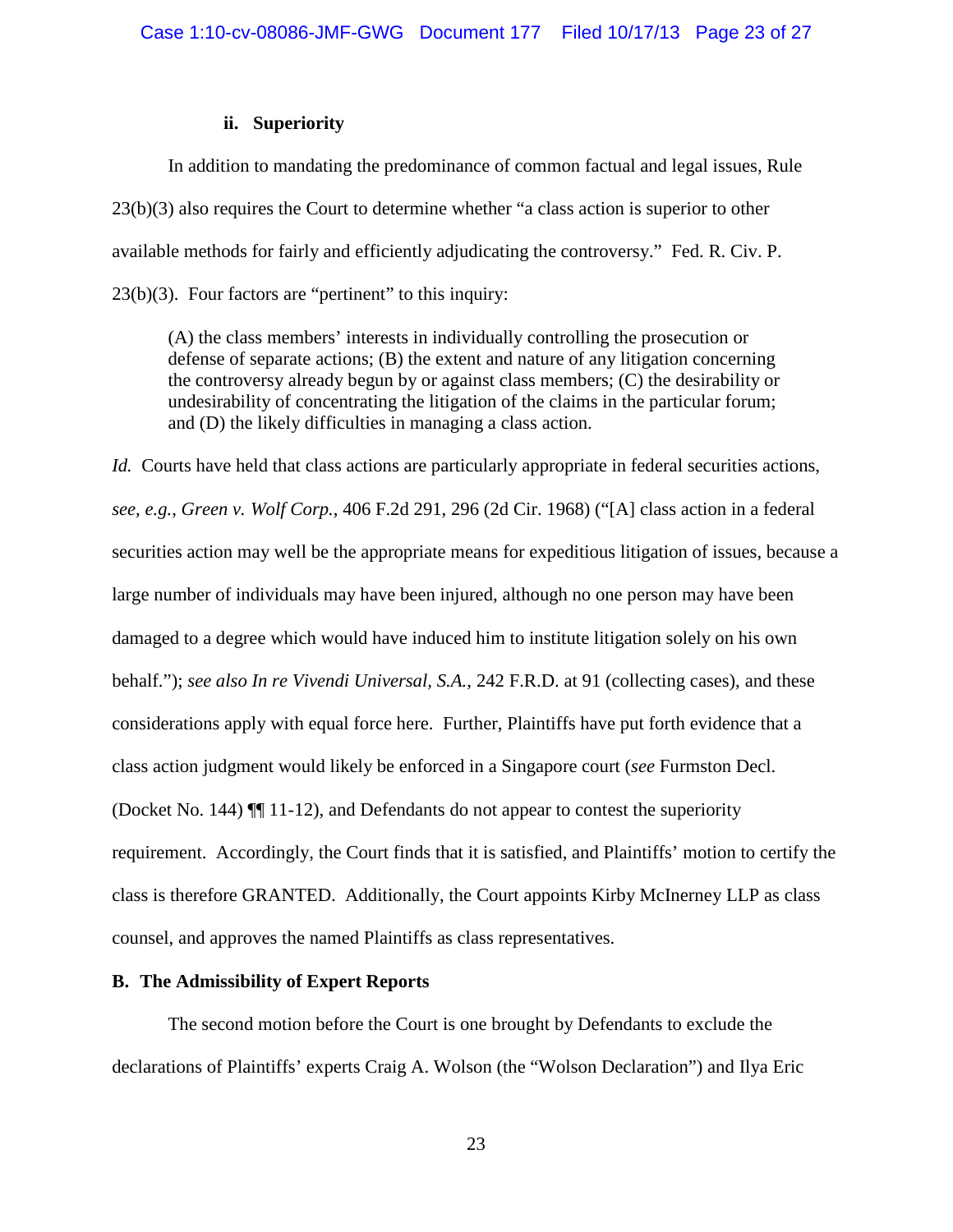#### ii. Superiority

In addition to mandating the predominance of common factual and legal issues, Rule 23(b)(3) also requires the Court to determine whether "a class action is superior to other available methods for fairly and efficiently adjudicating the controversy." Fed. R. Civ. P. 23(b)(3). Four factors are "pertinent" to this inquiry:

> (A) the class members' interests in individually controlling the prosecution or defense of separate actions; (B) the extent and nature of any litigation concerning the controversy already begun by or against class members; (C) the desirability or undesirability of concentrating the litigation of the claims in the particular forum; and (D) the likely difficulties in managing a class action.

*Id.* Courts have held that class actions are particularly appropriate in federal securities actions, *see, e.g.*, *Green v. Wolf Corp.*, 406 F.2d 291, 296 (2d Cir. 1968) ("[A] class action in a federal securities action may well be the appropriate means for expeditious litigation of issues, because a large number of individuals may have been injured, although no one person may have been damaged to a degree which would have induced him to institute litigation solely on his own behalf."); *see also In re Vivendi Universal, S.A.*, 242 F.R.D. at 91 (collecting cases), and these considerations apply with equal force here. Further, Plaintiffs have put forth evidence that a class action judgment would likely be enforced in a Singapore court (*see* Furmston Decl. (Docket No. 144) ¶¶ 11-12), and Defendants do not appear to contest the superiority requirement. Accordingly, the Court finds that it is satisfied, and Plaintiffs' motion to certify the class is therefore GRANTED. Additionally, the Court appoints Kirby McInerney LLP as class counsel, and approves the named Plaintiffs as class representatives.

### B. The Admissibility of Expert Reports

The second motion before the Court is one brought by Defendants to exclude the declarations of Plaintiffs' experts Craig A. Wolson (the "Wolson Declaration") and Ilya Eric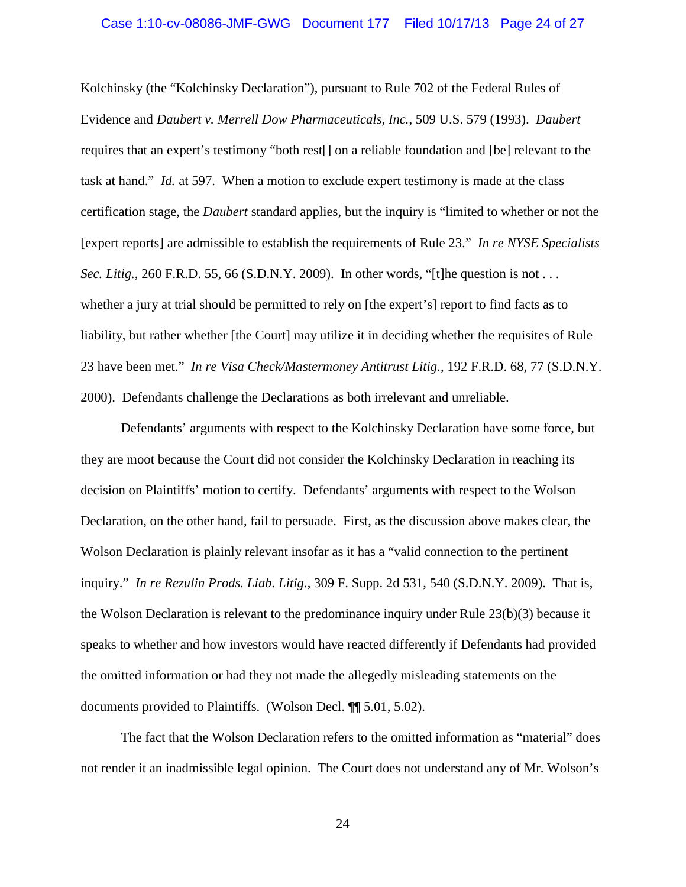Kolchinsky (the "Kolchinsky Declaration"), pursuant to Rule 702 of the Federal Rules of Evidence and *Daubert v. Merrell Dow Pharmaceuticals, Inc.*, 509 U.S. 579 (1993). *Daubert* requires that an expert's testimony "both rest[] on a reliable foundation and [be] relevant to the task at hand." *Id.* at 597. When a motion to exclude expert testimony is made at the class certification stage, the *Daubert* standard applies, but the inquiry is "limited to whether or not the [expert reports] are admissible to establish the requirements of Rule 23." *In re NYSE Specialists Sec. Litig.*, 260 F.R.D. 55, 66 (S.D.N.Y. 2009). In other words, "[t]he question is not . . . whether a jury at trial should be permitted to rely on [the expert's] report to find facts as to liability, but rather whether [the Court] may utilize it in deciding whether the requisites of Rule 23 have been met." *In re Visa Check/Mastermoney Antitrust Litig.*, 192 F.R.D. 68, 77 (S.D.N.Y. 2000). Defendants challenge the Declarations as both irrelevant and unreliable.

Defendants' arguments with respect to the Kolchinsky Declaration have some force, but they are moot because the Court did not consider the Kolchinsky Declaration in reaching its decision on Plaintiffs' motion to certify. Defendants' arguments with respect to the Wolson Declaration, on the other hand, fail to persuade. First, as the discussion above makes clear, the Wolson Declaration is plainly relevant insofar as it has a "valid connection to the pertinent inquiry." *In re Rezulin Prods. Liab. Litig.*, 309 F. Supp. 2d 531, 540 (S.D.N.Y. 2009). That is, the Wolson Declaration is relevant to the predominance inquiry under Rule 23(b)(3) because it speaks to whether and how investors would have reacted differently if Defendants had provided the omitted information or had they not made the allegedly misleading statements on the documents provided to Plaintiffs. (Wolson Decl. ¶¶ 5.01, 5.02).

The fact that the Wolson Declaration refers to the omitted information as "material" does not render it an inadmissible legal opinion. The Court does not understand any of Mr. Wolson's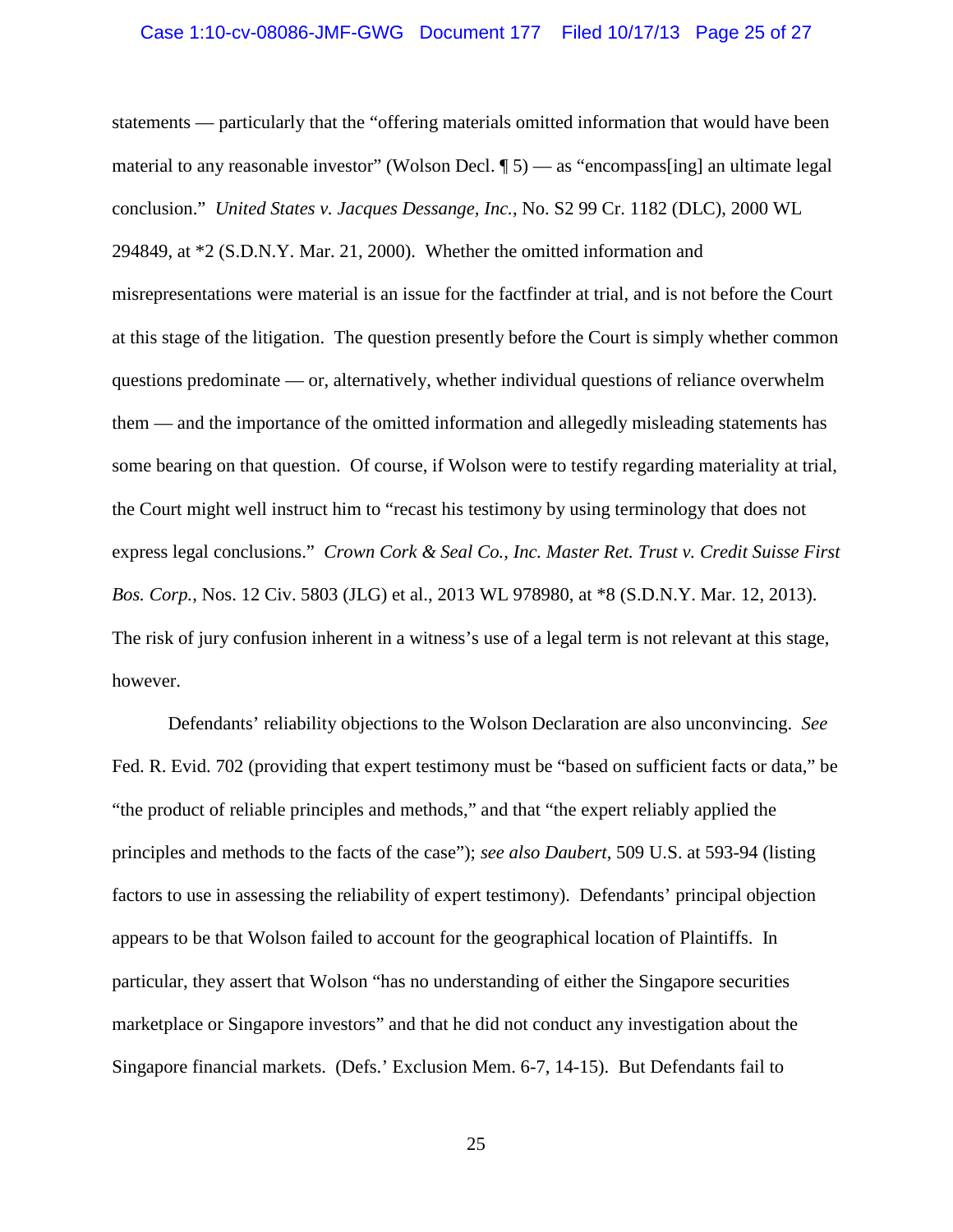statements — particularly that the "offering materials omitted information that would have been material to any reasonable investor" (Wolson Decl. ¶ 5) — as "encompass[ing] an ultimate legal conclusion." *United States v. Jacques Dessange, Inc.*, No. S2 99 Cr. 1182 (DLC), 2000 WL 294849, at *2 (S.D.N.Y. Mar. 21, 2000). Whether the omitted information and misrepresentations were material is an issue for the factfinder at trial, and is not before the Court at this stage of the litigation. The question presently before the Court is simply whether common questions predominate — or, alternatively, whether individual questions of reliance overwhelm them — and the importance of the omitted information and allegedly misleading statements has some bearing on that question. Of course, if Wolson were to testify regarding materiality at trial, the Court might well instruct him to "recast his testimony by using terminology that does not express legal conclusions." *Crown Cork & Seal Co., Inc. Master Ret. Trust v. Credit Suisse First Bos. Corp.*, Nos. 12 Civ. 5803 (JLG) et al., 2013 WL 978980, at *8 (S.D.N.Y. Mar. 12, 2013). The risk of jury confusion inherent in a witness's use of a legal term is not relevant at this stage, however.

Defendants' reliability objections to the Wolson Declaration are also unconvincing. *See* Fed. R. Evid. 702 (providing that expert testimony must be "based on sufficient facts or data," be "the product of reliable principles and methods," and that "the expert reliably applied the principles and methods to the facts of the case"); *see also Daubert*, 509 U.S. at 593-94 (listing factors to use in assessing the reliability of expert testimony). Defendants' principal objection appears to be that Wolson failed to account for the geographical location of Plaintiffs. In particular, they assert that Wolson "has no understanding of either the Singapore securities marketplace or Singapore investors" and that he did not conduct any investigation about the Singapore financial markets. (Defs.' Exclusion Mem. 6-7, 14-15). But Defendants fail to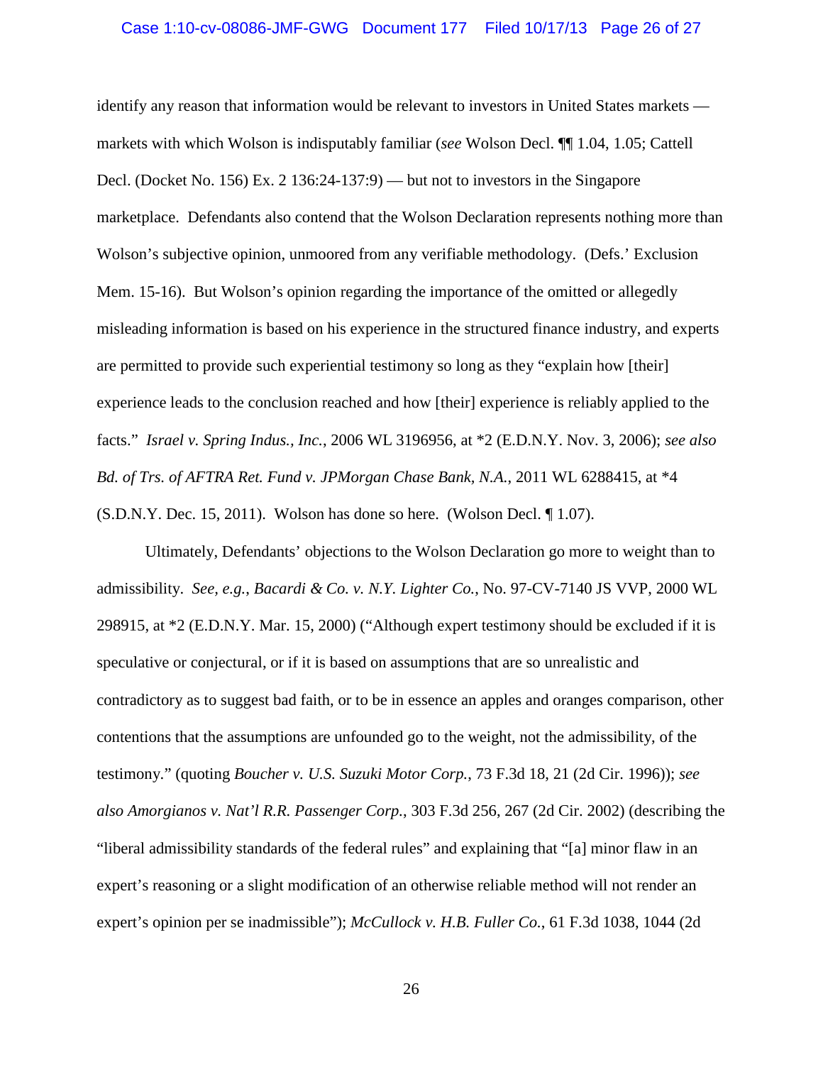identify any reason that information would be relevant to investors in United States markets — markets with which Wolson is indisputably familiar (*see* Wolson Decl. ¶¶ 1.04, 1.05; Cattell Decl. (Docket No. 156) Ex. 2 136:24-137:9) — but not to investors in the Singapore marketplace. Defendants also contend that the Wolson Declaration represents nothing more than Wolson's subjective opinion, unmoored from any verifiable methodology. (Defs.' Exclusion Mem. 15-16). But Wolson's opinion regarding the importance of the omitted or allegedly misleading information is based on his experience in the structured finance industry, and experts are permitted to provide such experiential testimony so long as they "explain how [their] experience leads to the conclusion reached and how [their] experience is reliably applied to the facts." *Israel v. Spring Indus., Inc.*, 2006 WL 3196956, at *2 (E.D.N.Y. Nov. 3, 2006); *see also Bd. of Trs. of AFTRA Ret. Fund v. JPMorgan Chase Bank, N.A.*, 2011 WL 6288415, at *4 (S.D.N.Y. Dec. 15, 2011). Wolson has done so here. (Wolson Decl. ¶ 1.07).

Ultimately, Defendants' objections to the Wolson Declaration go more to weight than to admissibility. *See, e.g.*, *Bacardi & Co. v. N.Y. Lighter Co.*, No. 97-CV-7140 JS VVP, 2000 WL 298915, at *2 (E.D.N.Y. Mar. 15, 2000) ("Although expert testimony should be excluded if it is speculative or conjectural, or if it is based on assumptions that are so unrealistic and contradictory as to suggest bad faith, or to be in essence an apples and oranges comparison, other contentions that the assumptions are unfounded go to the weight, not the admissibility, of the testimony." (quoting *Boucher v. U.S. Suzuki Motor Corp.*, 73 F.3d 18, 21 (2d Cir. 1996)); *see also Amorgianos v. Nat'l R.R. Passenger Corp.*, 303 F.3d 256, 267 (2d Cir. 2002) (describing the "liberal admissibility standards of the federal rules" and explaining that "[a] minor flaw in an expert's reasoning or a slight modification of an otherwise reliable method will not render an expert's opinion per se inadmissible"); *McCullock v. H.B. Fuller Co.*, 61 F.3d 1038, 1044 (2d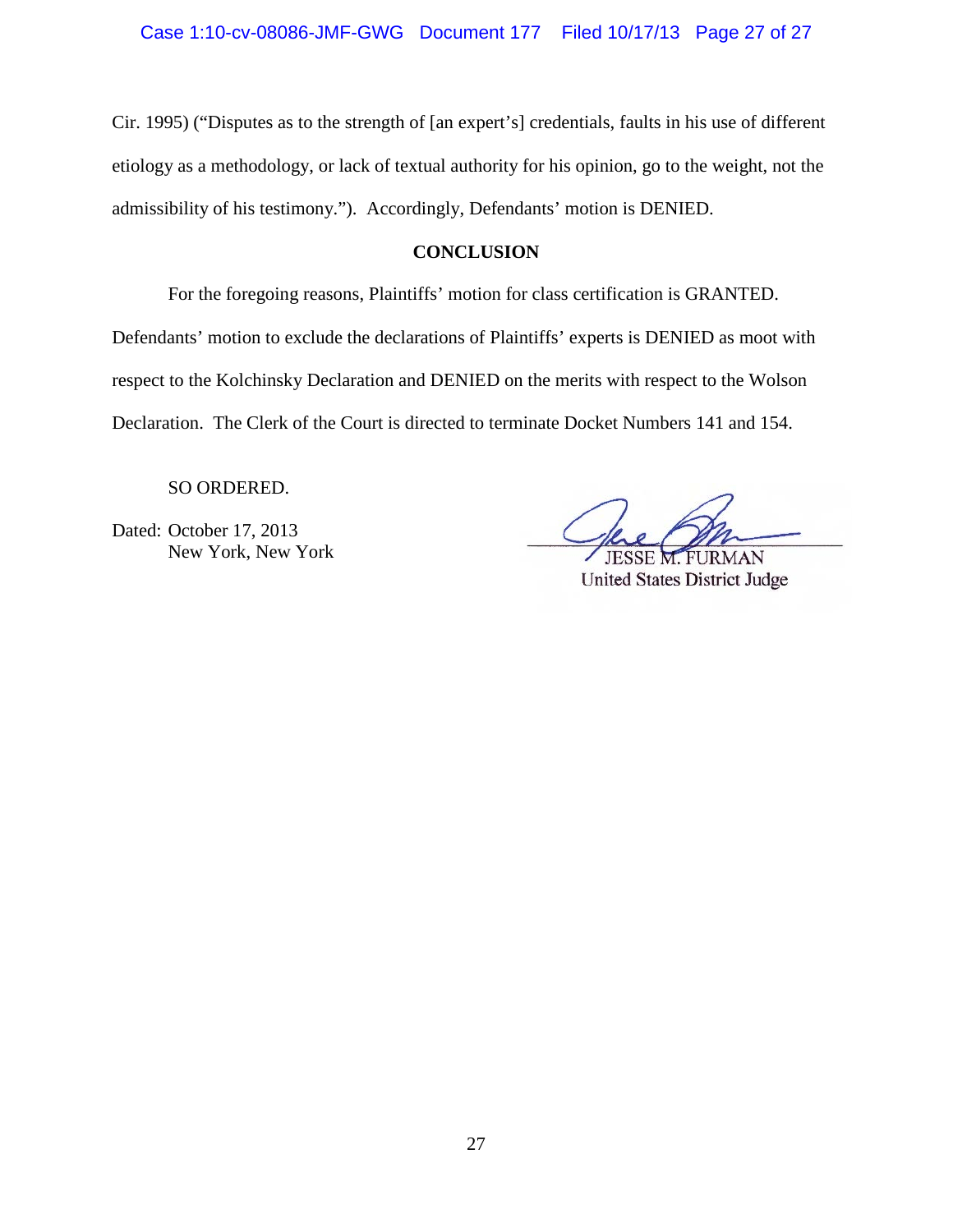Cir. 1995) ("Disputes as to the strength of [an expert's] credentials, faults in his use of different etiology as a methodology, or lack of textual authority for his opinion, go to the weight, not the admissibility of his testimony."). Accordingly, Defendants' motion is DENIED.

## CONCLUSION

For the foregoing reasons, Plaintiffs' motion for class certification is GRANTED. Defendants' motion to exclude the declarations of Plaintiffs' experts is DENIED as moot with respect to the Kolchinsky Declaration and DENIED on the merits with respect to the Wolson Declaration. The Clerk of the Court is directed to terminate Docket Numbers 141 and 154.

SO ORDERED.

Dated: October 17, 2013
New York, New York

JESSE M. FURMAN
United States District Judge